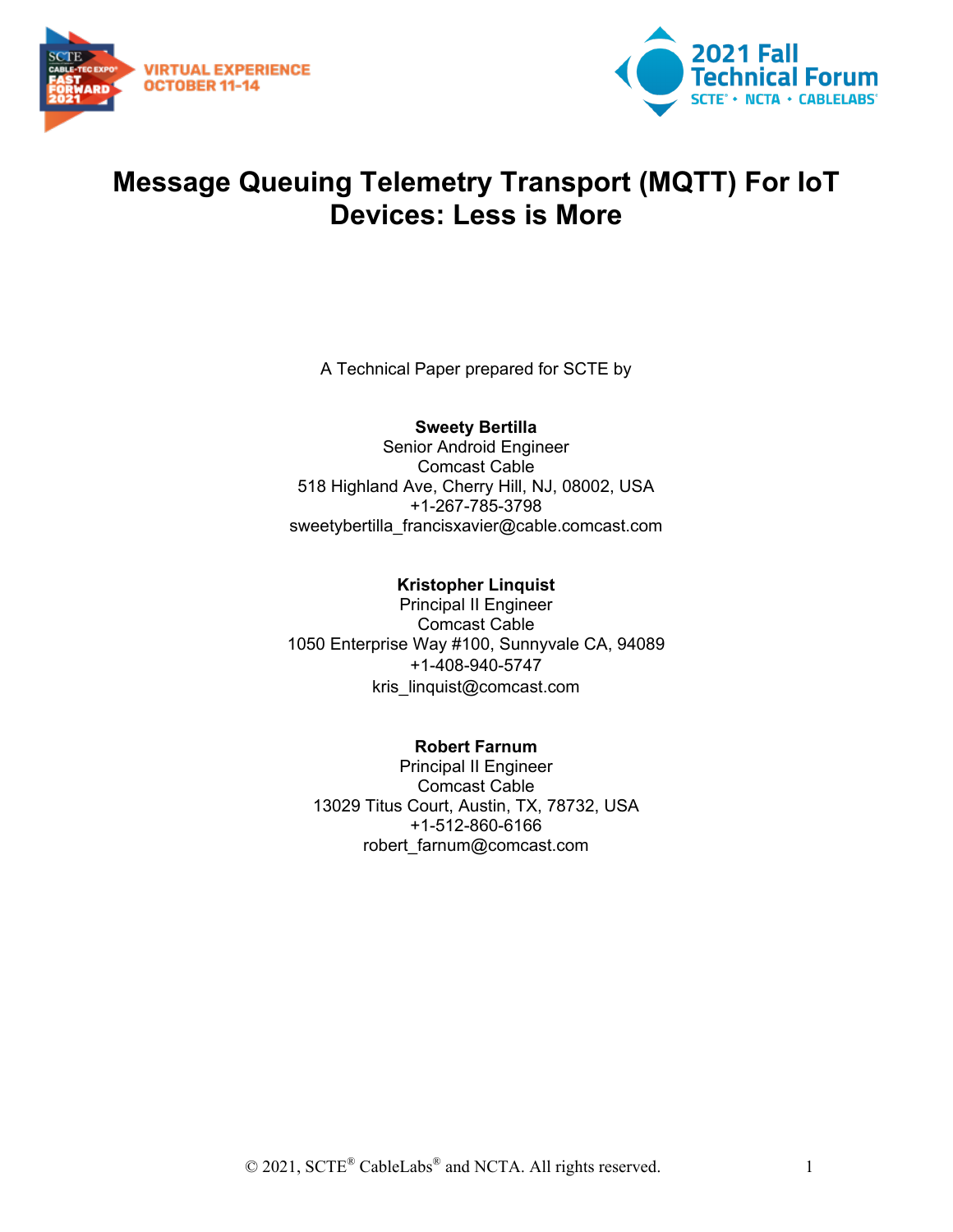# Message Queuing Telemetry Transport (MQTT) For IoT Devices: Less is More

A Technical Paper prepared for SCTE by

**Sweety Bertilla**
Senior Android Engineer
Comcast Cable
518 Highland Ave, Cherry Hill, NJ, 08002, USA
+1-267-785-3798
sweetybertilla_francisxavier@cable.comcast.com

**Kristopher Linquist**
Principal II Engineer
Comcast Cable
1050 Enterprise Way #100, Sunnyvale CA, 94089
+1-408-940-5747
kris_linquist@comcast.com

**Robert Farnum**
Principal II Engineer
Comcast Cable
13029 Titus Court, Austin, TX, 78732, USA
+1-512-860-6166
robert_farnum@comcast.com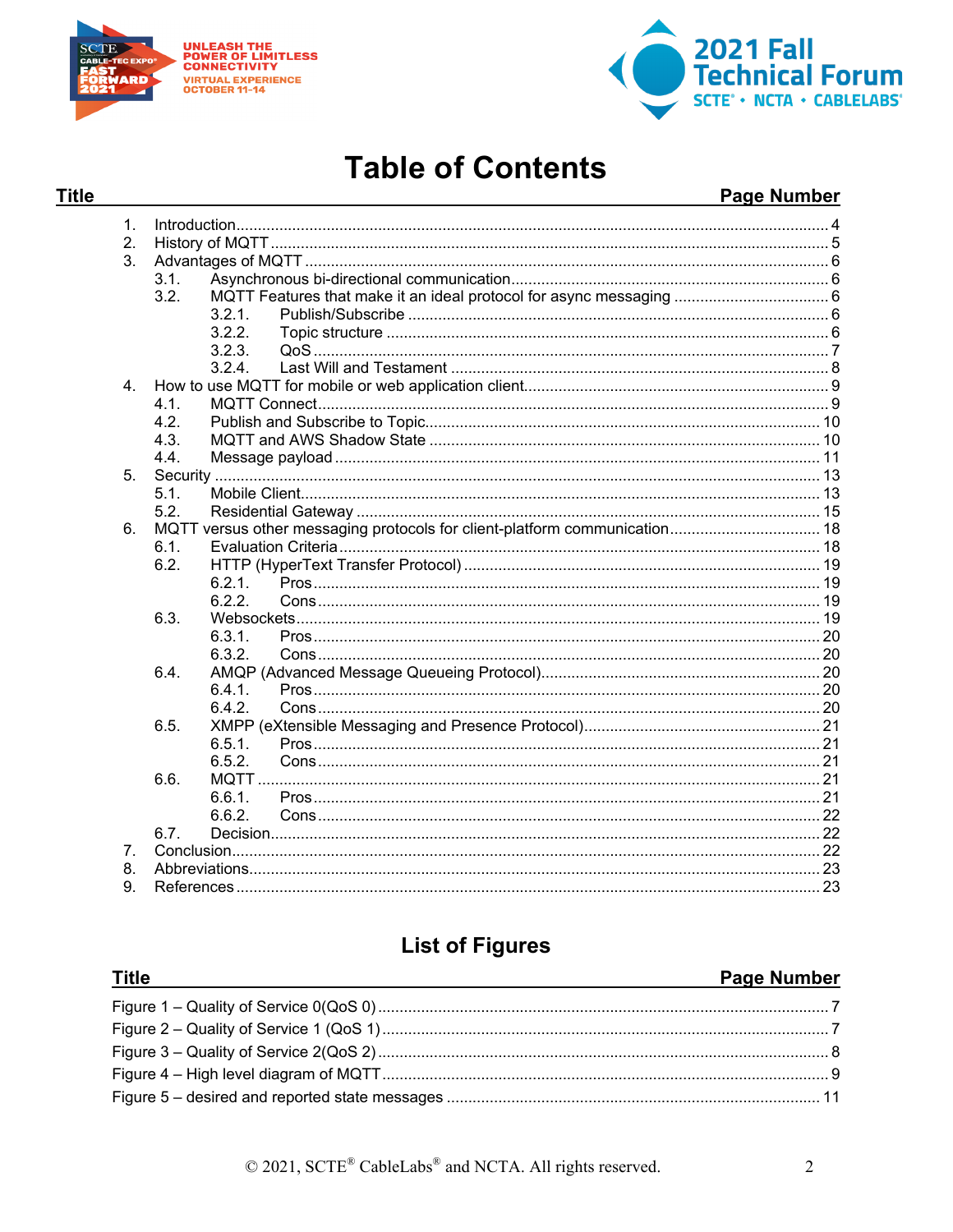# Table of Contents

| Title | Page Number |
|---|---|
| 1. Introduction | 4 |
| 2. History of MQTT | 5 |
| 3. Advantages of MQTT | 6 |
| 3.1. Asynchronous bi-directional communication | 6 |
| 3.2. MQTT Features that make it an ideal protocol for async messaging | 6 |
| 3.2.1. Publish/Subscribe | 6 |
| 3.2.2. Topic structure | 6 |
| 3.2.3. QoS | 7 |
| 3.2.4. Last Will and Testament | 8 |
| 4. How to use MQTT for mobile or web application client | 9 |
| 4.1. MQTT Connect | 9 |
| 4.2. Publish and Subscribe to Topic | 10 |
| 4.3. MQTT and AWS Shadow State | 10 |
| 4.4. Message payload | 11 |
| 5. Security | 13 |
| 5.1. Mobile Client | 13 |
| 5.2. Residential Gateway | 15 |
| 6. MQTT versus other messaging protocols for client-platform communication | 18 |
| 6.1. Evaluation Criteria | 18 |
| 6.2. HTTP (HyperText Transfer Protocol) | 19 |
| 6.2.1. Pros | 19 |
| 6.2.2. Cons | 19 |
| 6.3. Websockets | 19 |
| 6.3.1. Pros | 20 |
| 6.3.2. Cons | 20 |
| 6.4. AMQP (Advanced Message Queueing Protocol) | 20 |
| 6.4.1. Pros | 20 |
| 6.4.2. Cons | 20 |
| 6.5. XMPP (eXtensible Messaging and Presence Protocol) | 21 |
| 6.5.1. Pros | 21 |
| 6.5.2. Cons | 21 |
| 6.6. MQTT | 21 |
| 6.6.1. Pros | 21 |
| 6.6.2. Cons | 22 |
| 6.7. Decision | 22 |
| 7. Conclusion | 22 |
| 8. Abbreviations | 23 |
| 9. References | 23 |

## List of Figures

| Title | Page Number |
|---|---|
| Figure 1 – Quality of Service 0(QoS 0) | 7 |
| Figure 2 – Quality of Service 1 (QoS 1) | 7 |
| Figure 3 – Quality of Service 2(QoS 2) | 8 |
| Figure 4 – High level diagram of MQTT | 9 |
| Figure 5 – desired and reported state messages | 11 |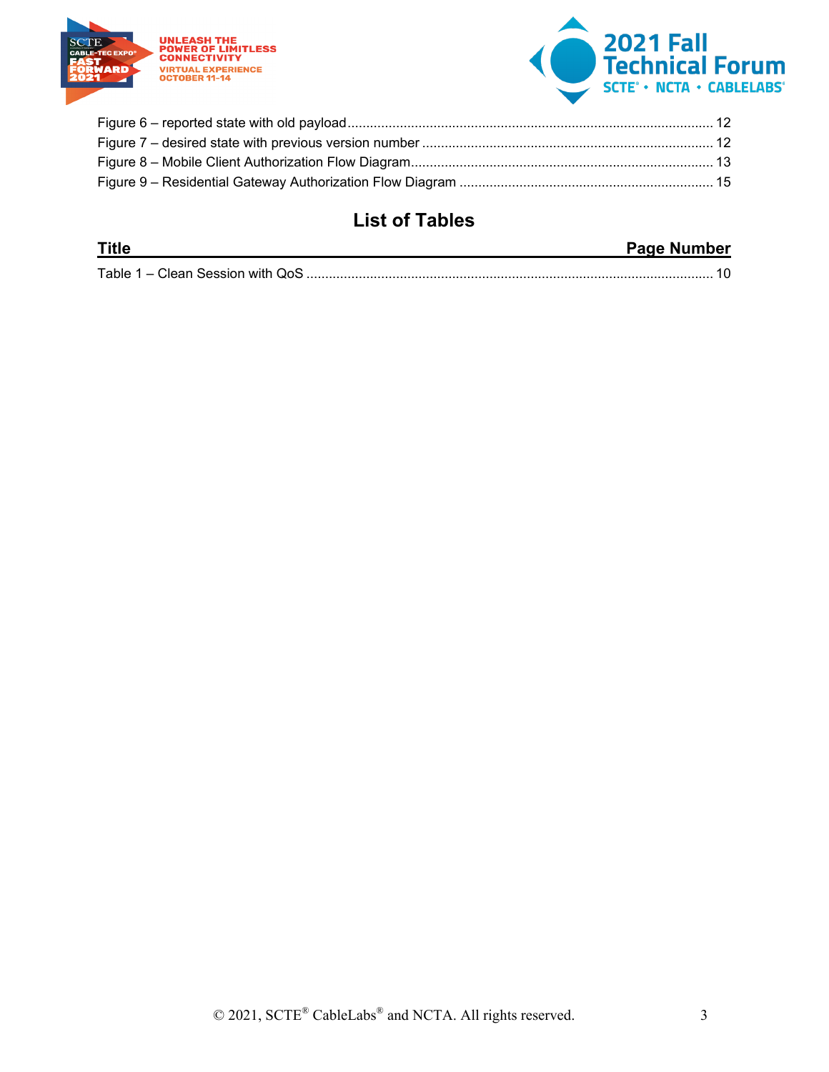Figure 6 – reported state with old payload ... 12
Figure 7 – desired state with previous version number ... 12
Figure 8 – Mobile Client Authorization Flow Diagram ... 13
Figure 9 – Residential Gateway Authorization Flow Diagram ... 15

## List of Tables

| Title | Page Number |
|---|---|
| Table 1 – Clean Session with QoS | 10 |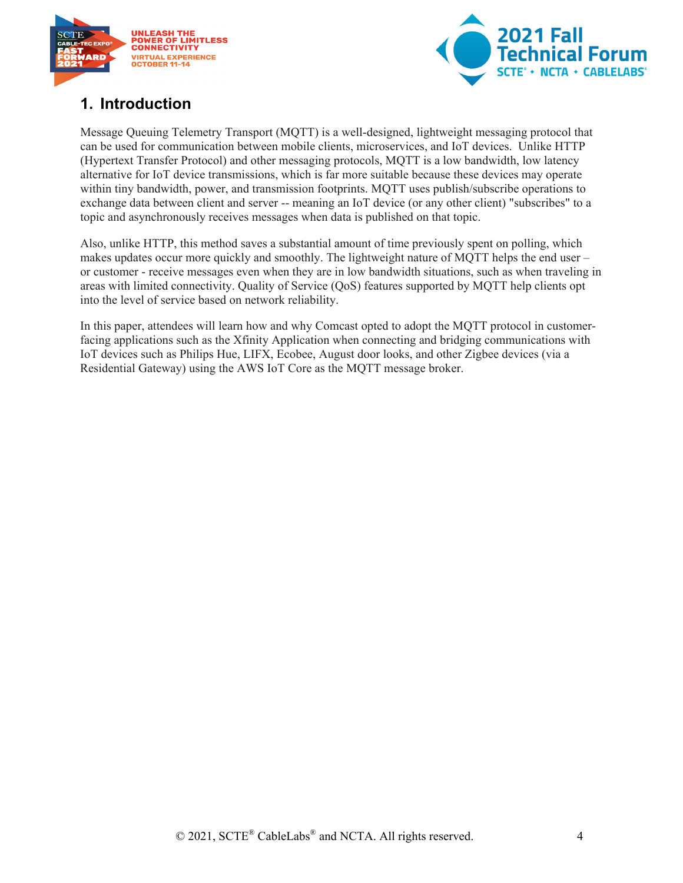## 1. Introduction

Message Queuing Telemetry Transport (MQTT) is a well-designed, lightweight messaging protocol that can be used for communication between mobile clients, microservices, and IoT devices. Unlike HTTP (Hypertext Transfer Protocol) and other messaging protocols, MQTT is a low bandwidth, low latency alternative for IoT device transmissions, which is far more suitable because these devices may operate within tiny bandwidth, power, and transmission footprints. MQTT uses publish/subscribe operations to exchange data between client and server -- meaning an IoT device (or any other client) "subscribes" to a topic and asynchronously receives messages when data is published on that topic.

Also, unlike HTTP, this method saves a substantial amount of time previously spent on polling, which makes updates occur more quickly and smoothly. The lightweight nature of MQTT helps the end user – or customer - receive messages even when they are in low bandwidth situations, such as when traveling in areas with limited connectivity. Quality of Service (QoS) features supported by MQTT help clients opt into the level of service based on network reliability.

In this paper, attendees will learn how and why Comcast opted to adopt the MQTT protocol in customer-facing applications such as the Xfinity Application when connecting and bridging communications with IoT devices such as Philips Hue, LIFX, Ecobee, August door looks, and other Zigbee devices (via a Residential Gateway) using the AWS IoT Core as the MQTT message broker.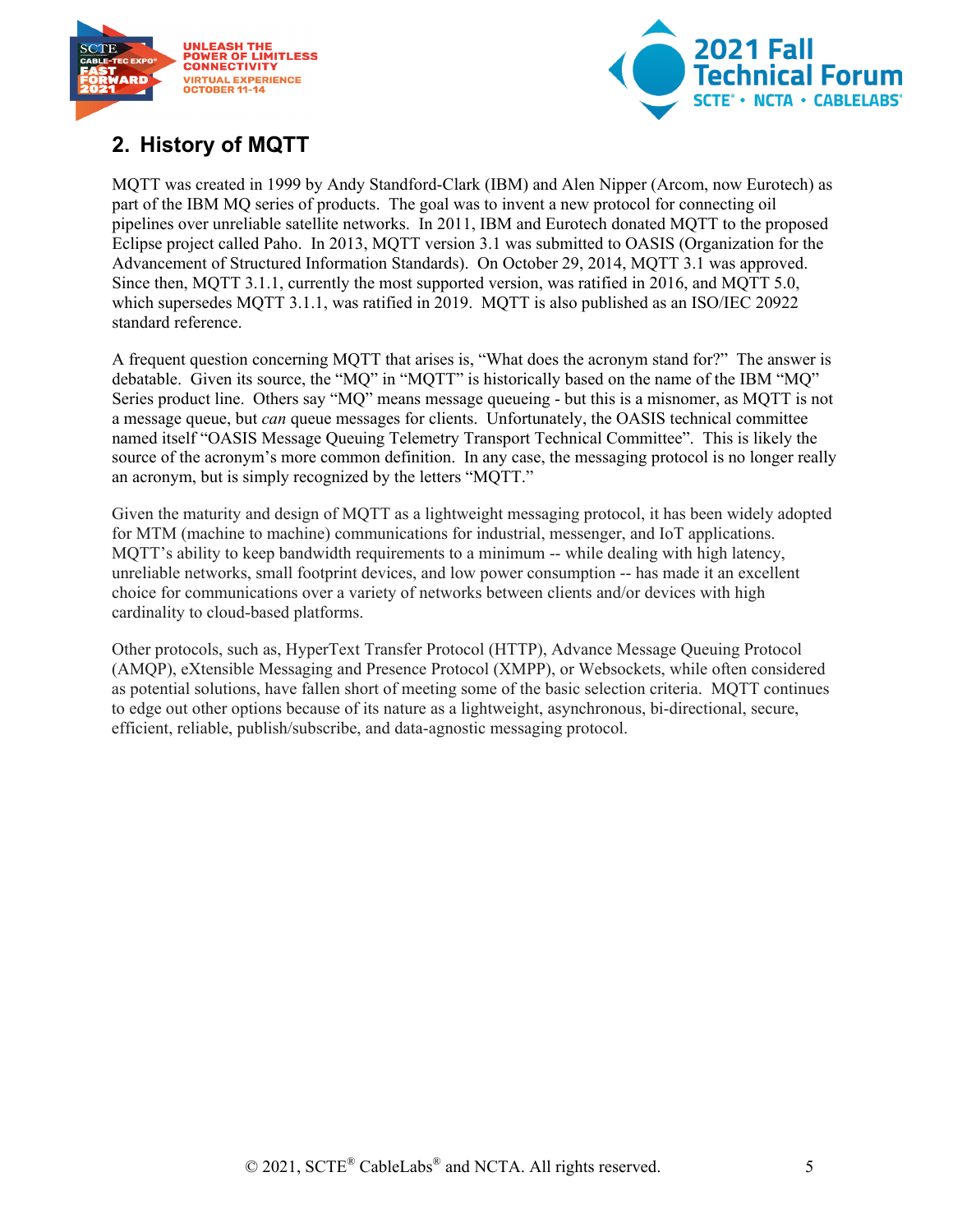## 2. History of MQTT

MQTT was created in 1999 by Andy Standford-Clark (IBM) and Alen Nipper (Arcom, now Eurotech) as part of the IBM MQ series of products. The goal was to invent a new protocol for connecting oil pipelines over unreliable satellite networks. In 2011, IBM and Eurotech donated MQTT to the proposed Eclipse project called Paho. In 2013, MQTT version 3.1 was submitted to OASIS (Organization for the Advancement of Structured Information Standards). On October 29, 2014, MQTT 3.1 was approved. Since then, MQTT 3.1.1, currently the most supported version, was ratified in 2016, and MQTT 5.0, which supersedes MQTT 3.1.1, was ratified in 2019. MQTT is also published as an ISO/IEC 20922 standard reference.

A frequent question concerning MQTT that arises is, "What does the acronym stand for?" The answer is debatable. Given its source, the "MQ" in "MQTT" is historically based on the name of the IBM "MQ" Series product line. Others say "MQ" means message queueing - but this is a misnomer, as MQTT is not a message queue, but *can* queue messages for clients. Unfortunately, the OASIS technical committee named itself "OASIS Message Queuing Telemetry Transport Technical Committee". This is likely the source of the acronym's more common definition. In any case, the messaging protocol is no longer really an acronym, but is simply recognized by the letters "MQTT."

Given the maturity and design of MQTT as a lightweight messaging protocol, it has been widely adopted for MTM (machine to machine) communications for industrial, messenger, and IoT applications. MQTT's ability to keep bandwidth requirements to a minimum -- while dealing with high latency, unreliable networks, small footprint devices, and low power consumption -- has made it an excellent choice for communications over a variety of networks between clients and/or devices with high cardinality to cloud-based platforms.

Other protocols, such as, HyperText Transfer Protocol (HTTP), Advance Message Queuing Protocol (AMQP), eXtensible Messaging and Presence Protocol (XMPP), or Websockets, while often considered as potential solutions, have fallen short of meeting some of the basic selection criteria. MQTT continues to edge out other options because of its nature as a lightweight, asynchronous, bi-directional, secure, efficient, reliable, publish/subscribe, and data-agnostic messaging protocol.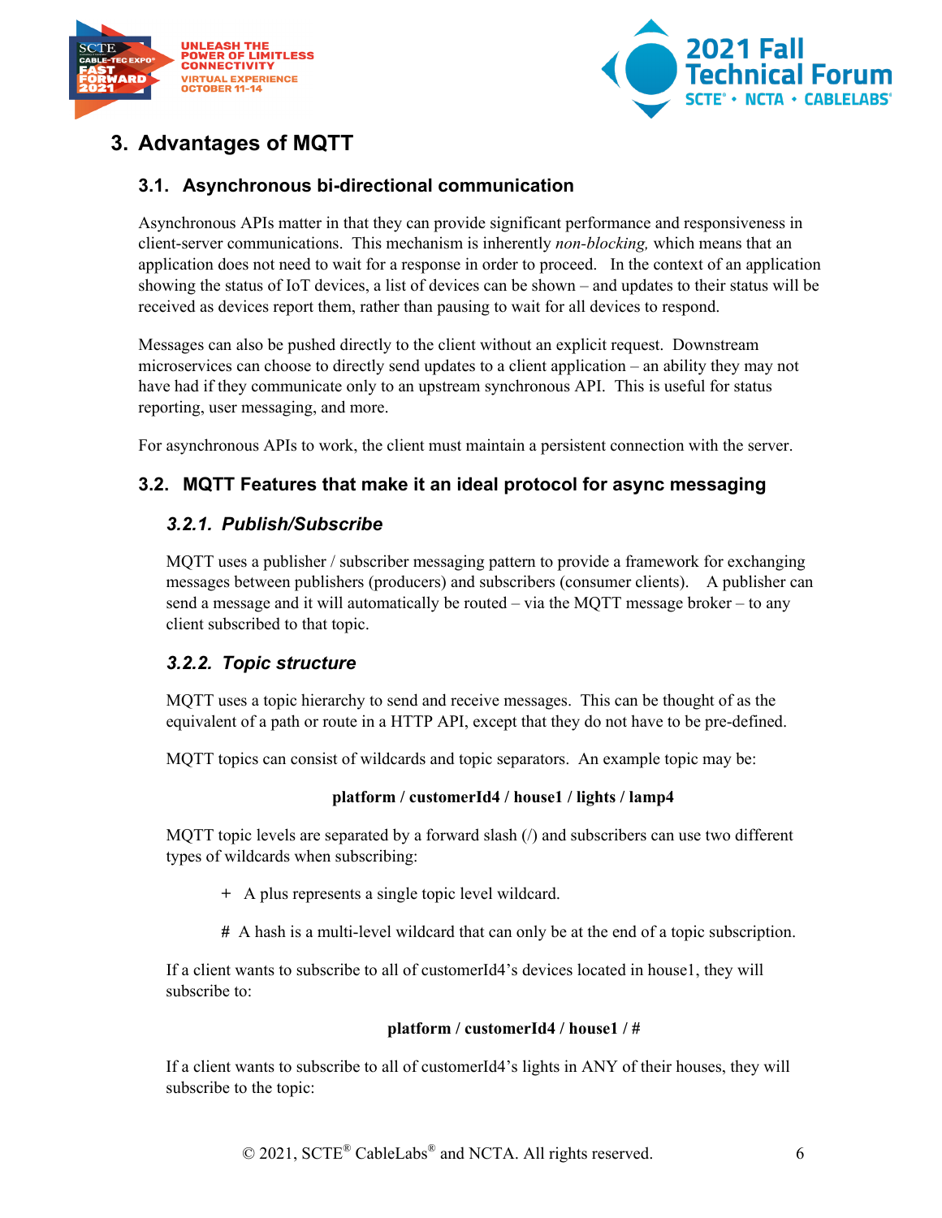# 3. Advantages of MQTT

## 3.1. Asynchronous bi-directional communication

Asynchronous APIs matter in that they can provide significant performance and responsiveness in client-server communications. This mechanism is inherently *non-blocking,* which means that an application does not need to wait for a response in order to proceed. In the context of an application showing the status of IoT devices, a list of devices can be shown – and updates to their status will be received as devices report them, rather than pausing to wait for all devices to respond.

Messages can also be pushed directly to the client without an explicit request. Downstream microservices can choose to directly send updates to a client application – an ability they may not have had if they communicate only to an upstream synchronous API. This is useful for status reporting, user messaging, and more.

For asynchronous APIs to work, the client must maintain a persistent connection with the server.

## 3.2. MQTT Features that make it an ideal protocol for async messaging

### *3.2.1. Publish/Subscribe*

MQTT uses a publisher / subscriber messaging pattern to provide a framework for exchanging messages between publishers (producers) and subscribers (consumer clients). A publisher can send a message and it will automatically be routed – via the MQTT message broker – to any client subscribed to that topic.

### *3.2.2. Topic structure*

MQTT uses a topic hierarchy to send and receive messages. This can be thought of as the equivalent of a path or route in a HTTP API, except that they do not have to be pre-defined.

MQTT topics can consist of wildcards and topic separators. An example topic may be:

**platform / customerId4 / house1 / lights / lamp4**

MQTT topic levels are separated by a forward slash (/) and subscribers can use two different types of wildcards when subscribing:

- **+** A plus represents a single topic level wildcard.
- **#** A hash is a multi-level wildcard that can only be at the end of a topic subscription.

If a client wants to subscribe to all of customerId4's devices located in house1, they will subscribe to:

**platform / customerId4 / house1 / #**

If a client wants to subscribe to all of customerId4's lights in ANY of their houses, they will subscribe to the topic: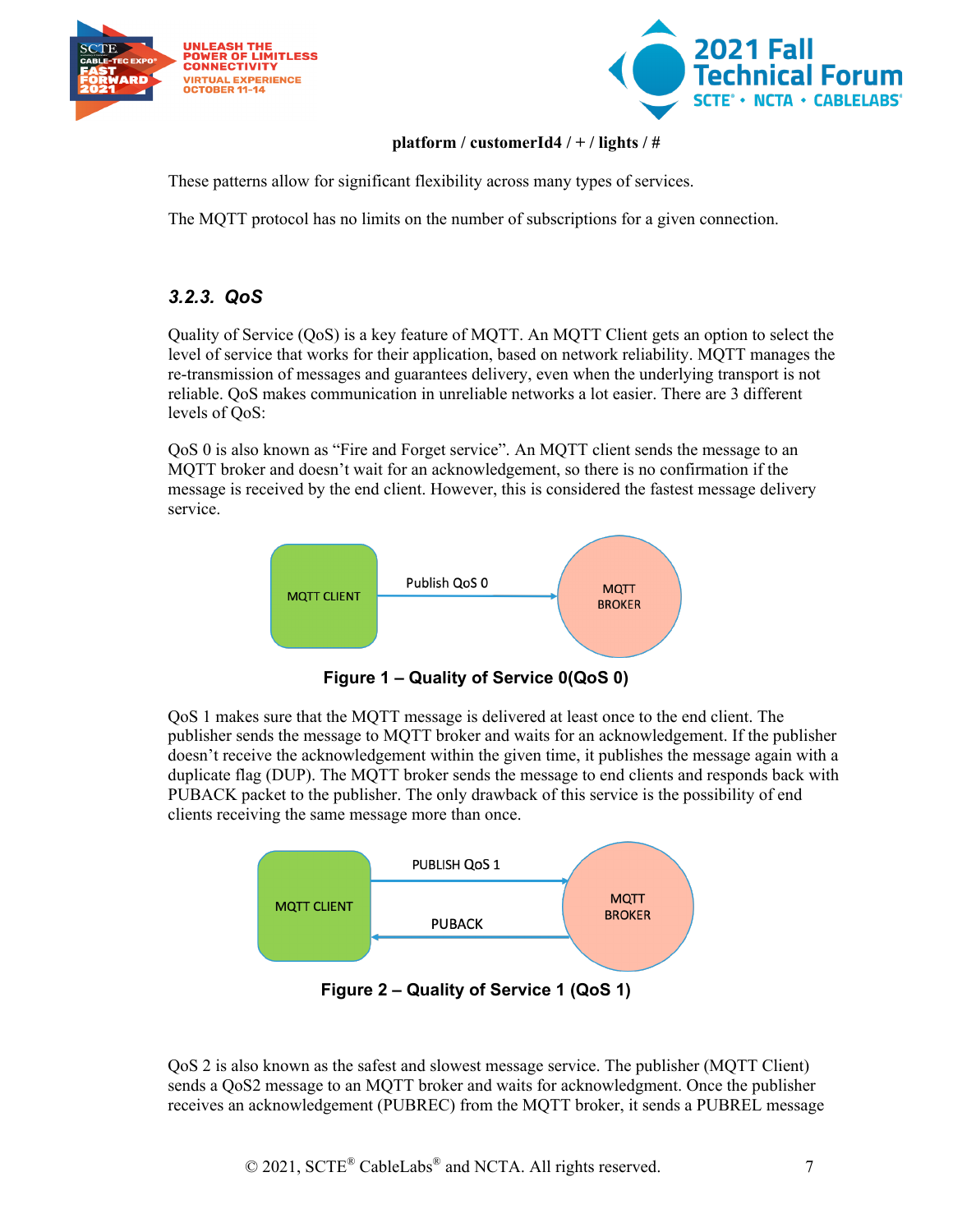**platform / customerId4 / + / lights / #**

These patterns allow for significant flexibility across many types of services.

The MQTT protocol has no limits on the number of subscriptions for a given connection.

### *3.2.3. QoS*

Quality of Service (QoS) is a key feature of MQTT. An MQTT Client gets an option to select the level of service that works for their application, based on network reliability. MQTT manages the re-transmission of messages and guarantees delivery, even when the underlying transport is not reliable. QoS makes communication in unreliable networks a lot easier. There are 3 different levels of QoS:

QoS 0 is also known as "Fire and Forget service". An MQTT client sends the message to an MQTT broker and doesn't wait for an acknowledgement, so there is no confirmation if the message is received by the end client. However, this is considered the fastest message delivery service.

MQTT CLIENT — Publish QoS 0 → MQTT BROKER

**Figure 1 – Quality of Service 0(QoS 0)**

QoS 1 makes sure that the MQTT message is delivered at least once to the end client. The publisher sends the message to MQTT broker and waits for an acknowledgement. If the publisher doesn't receive the acknowledgement within the given time, it publishes the message again with a duplicate flag (DUP). The MQTT broker sends the message to end clients and responds back with PUBACK packet to the publisher. The only drawback of this service is the possibility of end clients receiving the same message more than once.

MQTT CLIENT — PUBLISH QoS 1 → MQTT BROKER; MQTT BROKER — PUBACK → MQTT CLIENT

**Figure 2 – Quality of Service 1 (QoS 1)**

QoS 2 is also known as the safest and slowest message service. The publisher (MQTT Client) sends a QoS2 message to an MQTT broker and waits for acknowledgment. Once the publisher receives an acknowledgement (PUBREC) from the MQTT broker, it sends a PUBREL message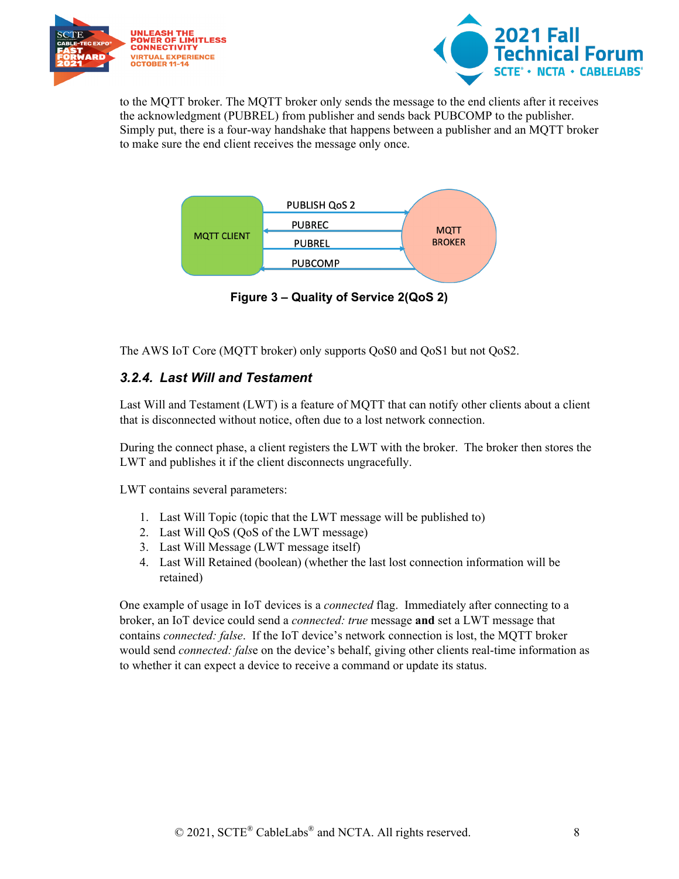to the MQTT broker. The MQTT broker only sends the message to the end clients after it receives the acknowledgment (PUBREL) from publisher and sends back PUBCOMP to the publisher. Simply put, there is a four-way handshake that happens between a publisher and an MQTT broker to make sure the end client receives the message only once.

**Figure 3 – Quality of Service 2(QoS 2)**

The AWS IoT Core (MQTT broker) only supports QoS0 and QoS1 but not QoS2.

### *3.2.4. Last Will and Testament*

Last Will and Testament (LWT) is a feature of MQTT that can notify other clients about a client that is disconnected without notice, often due to a lost network connection.

During the connect phase, a client registers the LWT with the broker. The broker then stores the LWT and publishes it if the client disconnects ungracefully.

LWT contains several parameters:

1. Last Will Topic (topic that the LWT message will be published to)
2. Last Will QoS (QoS of the LWT message)
3. Last Will Message (LWT message itself)
4. Last Will Retained (boolean) (whether the last lost connection information will be retained)

One example of usage in IoT devices is a *connected* flag. Immediately after connecting to a broker, an IoT device could send a *connected: true* message **and** set a LWT message that contains *connected: false*. If the IoT device's network connection is lost, the MQTT broker would send *connected: false* on the device's behalf, giving other clients real-time information as to whether it can expect a device to receive a command or update its status.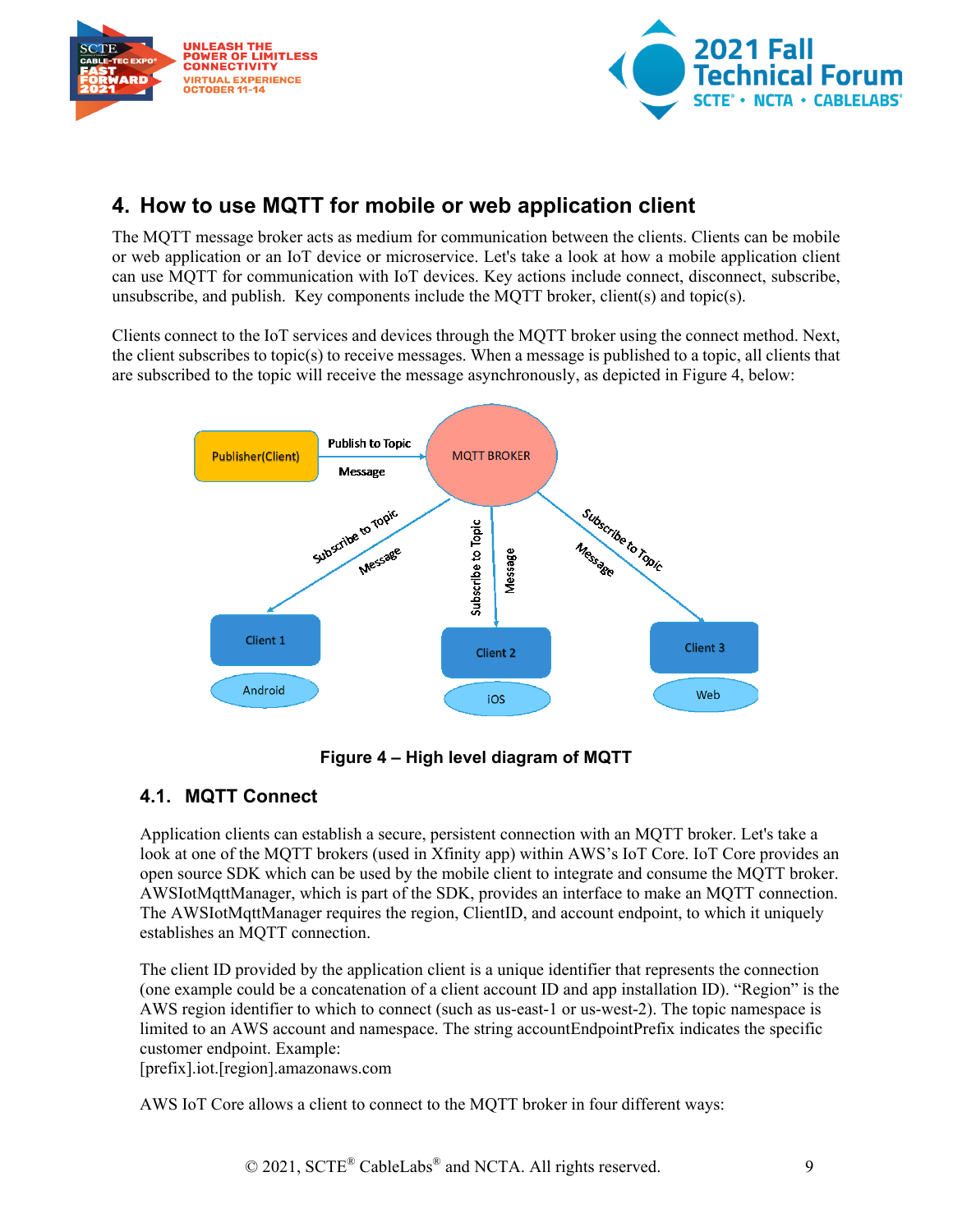## 4. How to use MQTT for mobile or web application client

The MQTT message broker acts as medium for communication between the clients. Clients can be mobile or web application or an IoT device or microservice. Let's take a look at how a mobile application client can use MQTT for communication with IoT devices. Key actions include connect, disconnect, subscribe, unsubscribe, and publish. Key components include the MQTT broker, client(s) and topic(s).

Clients connect to the IoT services and devices through the MQTT broker using the connect method. Next, the client subscribes to topic(s) to receive messages. When a message is published to a topic, all clients that are subscribed to the topic will receive the message asynchronously, as depicted in Figure 4, below:

**Figure 4 – High level diagram of MQTT**

### 4.1. MQTT Connect

Application clients can establish a secure, persistent connection with an MQTT broker. Let's take a look at one of the MQTT brokers (used in Xfinity app) within AWS's IoT Core. IoT Core provides an open source SDK which can be used by the mobile client to integrate and consume the MQTT broker. AWSIotMqttManager, which is part of the SDK, provides an interface to make an MQTT connection. The AWSIotMqttManager requires the region, ClientID, and account endpoint, to which it uniquely establishes an MQTT connection.

The client ID provided by the application client is a unique identifier that represents the connection (one example could be a concatenation of a client account ID and app installation ID). "Region" is the AWS region identifier to which to connect (such as us-east-1 or us-west-2). The topic namespace is limited to an AWS account and namespace. The string accountEndpointPrefix indicates the specific customer endpoint. Example:
[prefix].iot.[region].amazonaws.com

AWS IoT Core allows a client to connect to the MQTT broker in four different ways: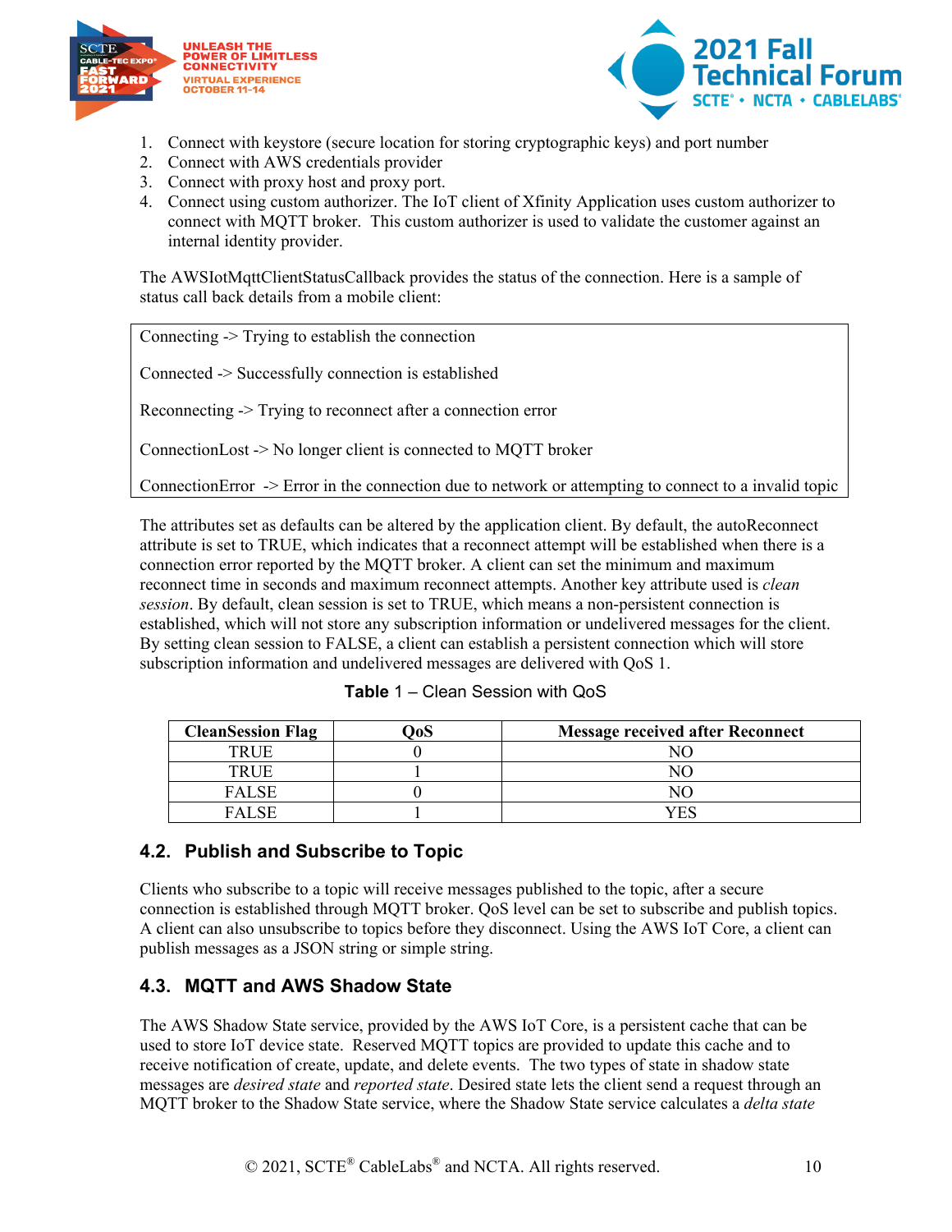1. Connect with keystore (secure location for storing cryptographic keys) and port number
2. Connect with AWS credentials provider
3. Connect with proxy host and proxy port.
4. Connect using custom authorizer. The IoT client of Xfinity Application uses custom authorizer to connect with MQTT broker. This custom authorizer is used to validate the customer against an internal identity provider.

The AWSIotMqttClientStatusCallback provides the status of the connection. Here is a sample of status call back details from a mobile client:

```
Connecting -> Trying to establish the connection

Connected -> Successfully connection is established

Reconnecting -> Trying to reconnect after a connection error

ConnectionLost -> No longer client is connected to MQTT broker

ConnectionError -> Error in the connection due to network or attempting to connect to a invalid topic
```

The attributes set as defaults can be altered by the application client. By default, the autoReconnect attribute is set to TRUE, which indicates that a reconnect attempt will be established when there is a connection error reported by the MQTT broker. A client can set the minimum and maximum reconnect time in seconds and maximum reconnect attempts. Another key attribute used is *clean session*. By default, clean session is set to TRUE, which means a non-persistent connection is established, which will not store any subscription information or undelivered messages for the client. By setting clean session to FALSE, a client can establish a persistent connection which will store subscription information and undelivered messages are delivered with QoS 1.

**Table** 1 – Clean Session with QoS

| CleanSession Flag | QoS | Message received after Reconnect |
|---|---|---|
| TRUE | 0 | NO |
| TRUE | 1 | NO |
| FALSE | 0 | NO |
| FALSE | 1 | YES |

## 4.2. Publish and Subscribe to Topic

Clients who subscribe to a topic will receive messages published to the topic, after a secure connection is established through MQTT broker. QoS level can be set to subscribe and publish topics. A client can also unsubscribe to topics before they disconnect. Using the AWS IoT Core, a client can publish messages as a JSON string or simple string.

## 4.3. MQTT and AWS Shadow State

The AWS Shadow State service, provided by the AWS IoT Core, is a persistent cache that can be used to store IoT device state. Reserved MQTT topics are provided to update this cache and to receive notification of create, update, and delete events. The two types of state in shadow state messages are *desired state* and *reported state*. Desired state lets the client send a request through an MQTT broker to the Shadow State service, where the Shadow State service calculates a *delta state*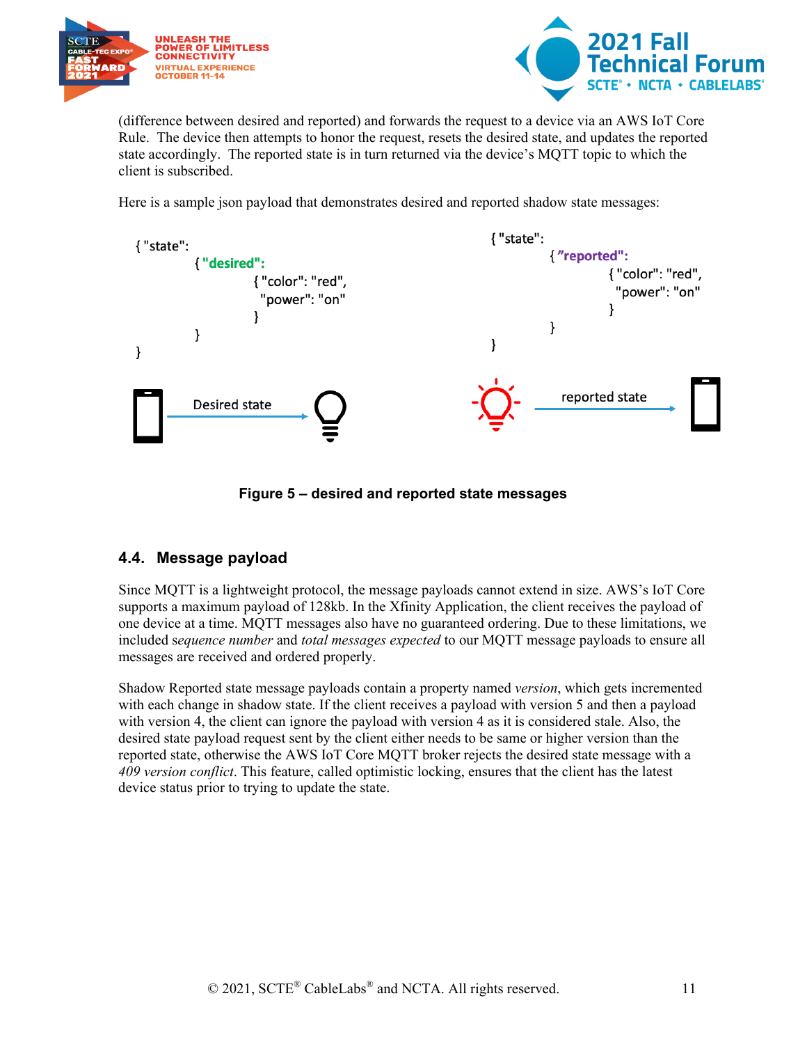(difference between desired and reported) and forwards the request to a device via an AWS IoT Core Rule. The device then attempts to honor the request, resets the desired state, and updates the reported state accordingly. The reported state is in turn returned via the device's MQTT topic to which the client is subscribed.

Here is a sample json payload that demonstrates desired and reported shadow state messages:

```
{ "state":
        { "desired":
                { "color": "red",
                  "power": "on"
                }
        }
}
```

Desired state

```
{ "state":
        { "reported":
                { "color": "red",
                  "power": "on"
                }
        }
}
```

reported state

**Figure 5 – desired and reported state messages**

## 4.4. Message payload

Since MQTT is a lightweight protocol, the message payloads cannot extend in size. AWS's IoT Core supports a maximum payload of 128kb. In the Xfinity Application, the client receives the payload of one device at a time. MQTT messages also have no guaranteed ordering. Due to these limitations, we included *sequence number* and *total messages expected* to our MQTT message payloads to ensure all messages are received and ordered properly.

Shadow Reported state message payloads contain a property named *version*, which gets incremented with each change in shadow state. If the client receives a payload with version 5 and then a payload with version 4, the client can ignore the payload with version 4 as it is considered stale. Also, the desired state payload request sent by the client either needs to be same or higher version than the reported state, otherwise the AWS IoT Core MQTT broker rejects the desired state message with a *409 version conflict*. This feature, called optimistic locking, ensures that the client has the latest device status prior to trying to update the state.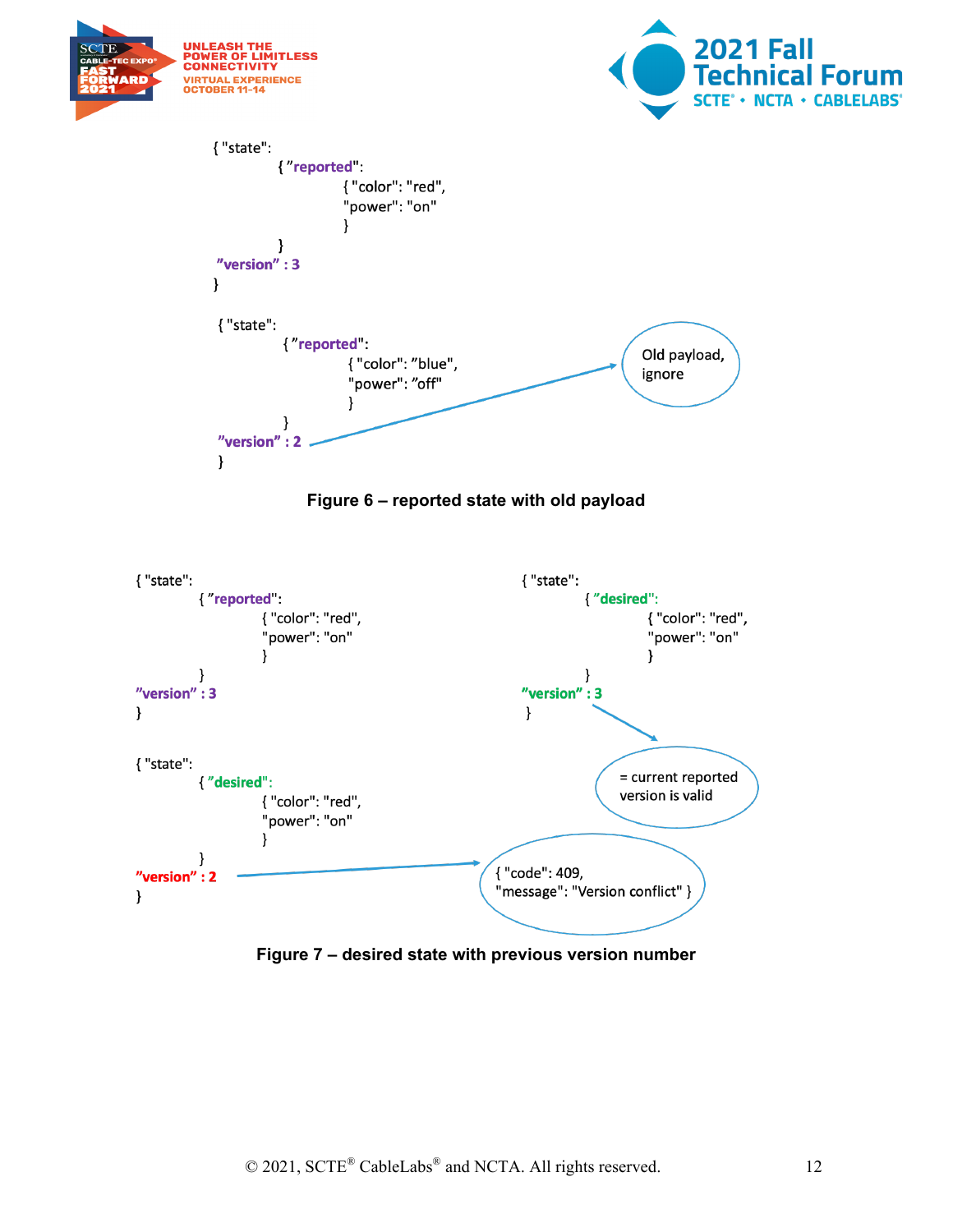```
{ "state":
    { "reported":
        { "color": "red",
          "power": "on"
        }
    }
  "version" : 3
}
```

```
{ "state":
    { "reported":
        { "color": "blue",
          "power": "off"
        }
    }
  "version" : 2
}
```

Old payload, ignore

**Figure 6 – reported state with old payload**

```
{ "state":
    { "reported":
        { "color": "red",
          "power": "on"
        }
    }
  "version" : 3
}
```

```
{ "state":
    { "desired":
        { "color": "red",
          "power": "on"
        }
    }
  "version" : 3
}
```

= current reported version is valid

```
{ "state":
    { "desired":
        { "color": "red",
          "power": "on"
        }
    }
  "version" : 2
}
```

```
{ "code": 409,
  "message": "Version conflict" }
```

**Figure 7 – desired state with previous version number**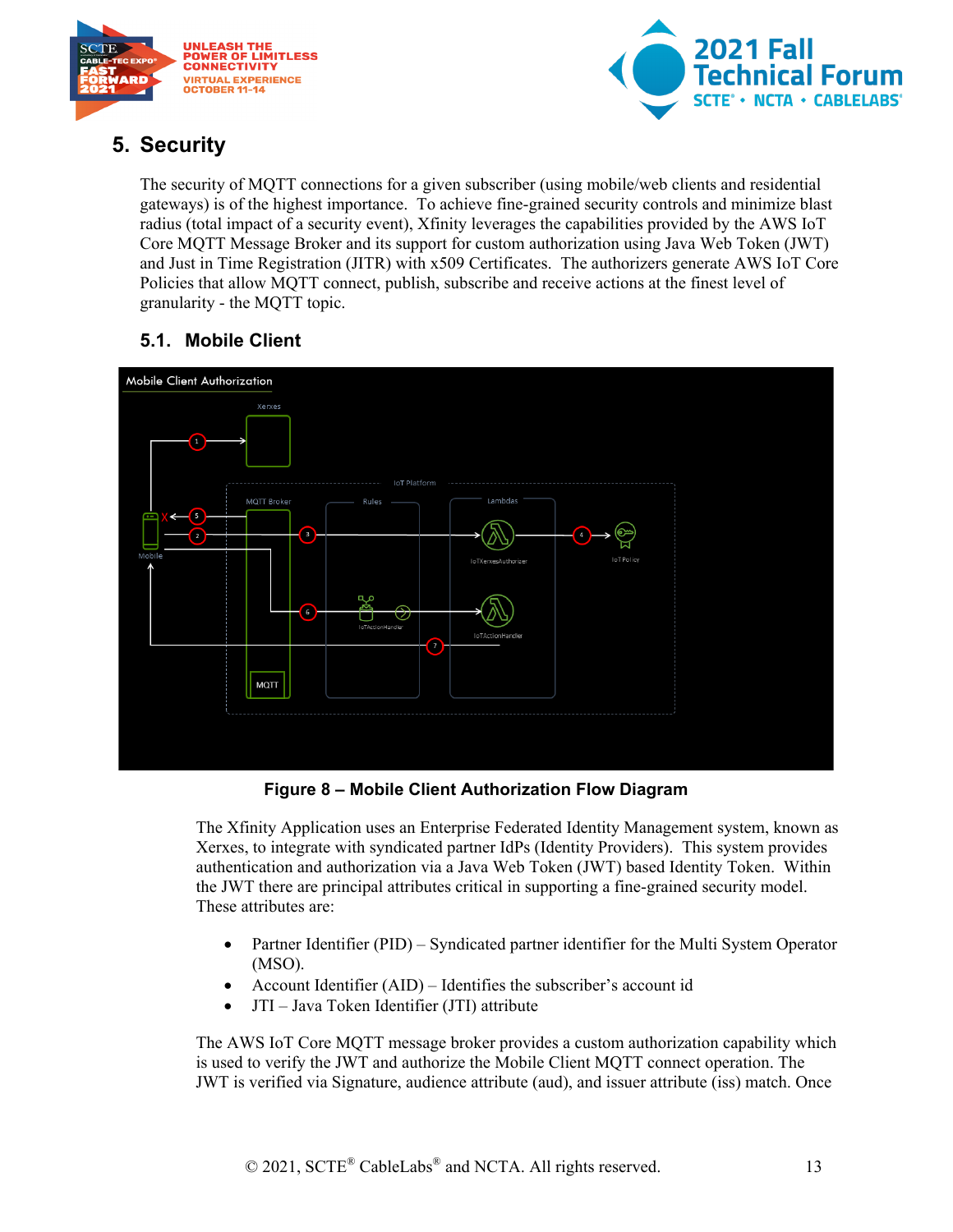## 5. Security

The security of MQTT connections for a given subscriber (using mobile/web clients and residential gateways) is of the highest importance. To achieve fine-grained security controls and minimize blast radius (total impact of a security event), Xfinity leverages the capabilities provided by the AWS IoT Core MQTT Message Broker and its support for custom authorization using Java Web Token (JWT) and Just in Time Registration (JITR) with x509 Certificates. The authorizers generate AWS IoT Core Policies that allow MQTT connect, publish, subscribe and receive actions at the finest level of granularity - the MQTT topic.

### 5.1. Mobile Client

**Figure 8 – Mobile Client Authorization Flow Diagram**

The Xfinity Application uses an Enterprise Federated Identity Management system, known as Xerxes, to integrate with syndicated partner IdPs (Identity Providers). This system provides authentication and authorization via a Java Web Token (JWT) based Identity Token. Within the JWT there are principal attributes critical in supporting a fine-grained security model. These attributes are:

- Partner Identifier (PID) – Syndicated partner identifier for the Multi System Operator (MSO).
- Account Identifier (AID) – Identifies the subscriber's account id
- JTI – Java Token Identifier (JTI) attribute

The AWS IoT Core MQTT message broker provides a custom authorization capability which is used to verify the JWT and authorize the Mobile Client MQTT connect operation. The JWT is verified via Signature, audience attribute (aud), and issuer attribute (iss) match. Once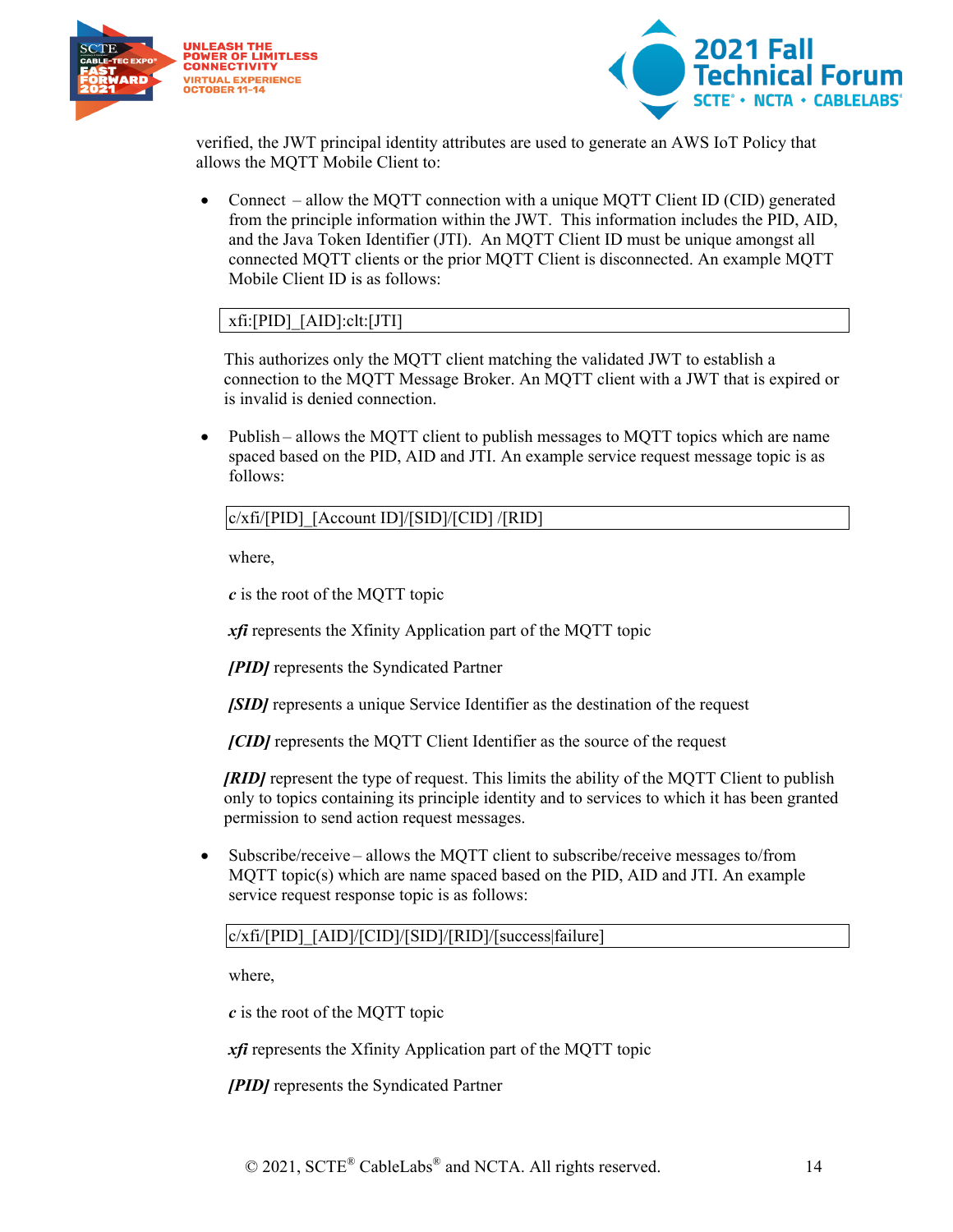verified, the JWT principal identity attributes are used to generate an AWS IoT Policy that allows the MQTT Mobile Client to:

- Connect – allow the MQTT connection with a unique MQTT Client ID (CID) generated from the principle information within the JWT. This information includes the PID, AID, and the Java Token Identifier (JTI). An MQTT Client ID must be unique amongst all connected MQTT clients or the prior MQTT Client is disconnected. An example MQTT Mobile Client ID is as follows:

  ```
  xfi:[PID]_[AID]:clt:[JTI]
  ```

  This authorizes only the MQTT client matching the validated JWT to establish a connection to the MQTT Message Broker. An MQTT client with a JWT that is expired or is invalid is denied connection.

- Publish – allows the MQTT client to publish messages to MQTT topics which are name spaced based on the PID, AID and JTI. An example service request message topic is as follows:

  ```
  c/xfi/[PID]_[Account ID]/[SID]/[CID] /[RID]
  ```

  where,

  ***c*** is the root of the MQTT topic

  ***xfi*** represents the Xfinity Application part of the MQTT topic

  ***[PID]*** represents the Syndicated Partner

  ***[SID]*** represents a unique Service Identifier as the destination of the request

  ***[CID]*** represents the MQTT Client Identifier as the source of the request

  ***[RID]*** represent the type of request. This limits the ability of the MQTT Client to publish only to topics containing its principle identity and to services to which it has been granted permission to send action request messages.

- Subscribe/receive – allows the MQTT client to subscribe/receive messages to/from MQTT topic(s) which are name spaced based on the PID, AID and JTI. An example service request response topic is as follows:

  ```
  c/xfi/[PID]_[AID]/[CID]/[SID]/[RID]/[success|failure]
  ```

  where,

  ***c*** is the root of the MQTT topic

  ***xfi*** represents the Xfinity Application part of the MQTT topic

  ***[PID]*** represents the Syndicated Partner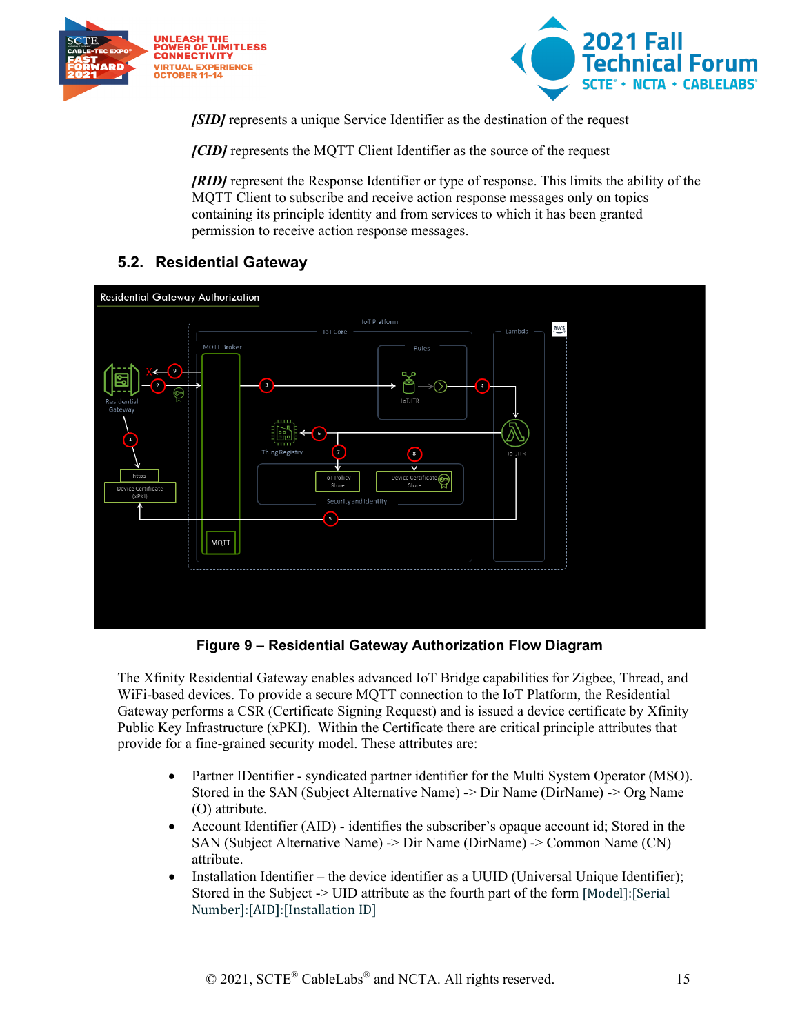*[SID]* represents a unique Service Identifier as the destination of the request

*[CID]* represents the MQTT Client Identifier as the source of the request

*[RID]* represent the Response Identifier or type of response. This limits the ability of the MQTT Client to subscribe and receive action response messages only on topics containing its principle identity and from services to which it has been granted permission to receive action response messages.

## 5.2. Residential Gateway

**Figure 9 – Residential Gateway Authorization Flow Diagram**

The Xfinity Residential Gateway enables advanced IoT Bridge capabilities for Zigbee, Thread, and WiFi-based devices. To provide a secure MQTT connection to the IoT Platform, the Residential Gateway performs a CSR (Certificate Signing Request) and is issued a device certificate by Xfinity Public Key Infrastructure (xPKI). Within the Certificate there are critical principle attributes that provide for a fine-grained security model. These attributes are:

- Partner IDentifier - syndicated partner identifier for the Multi System Operator (MSO). Stored in the SAN (Subject Alternative Name) -> Dir Name (DirName) -> Org Name (O) attribute.
- Account Identifier (AID) - identifies the subscriber's opaque account id; Stored in the SAN (Subject Alternative Name) -> Dir Name (DirName) -> Common Name (CN) attribute.
- Installation Identifier – the device identifier as a UUID (Universal Unique Identifier); Stored in the Subject -> UID attribute as the fourth part of the form [Model]:[Serial Number]:[AID]:[Installation ID]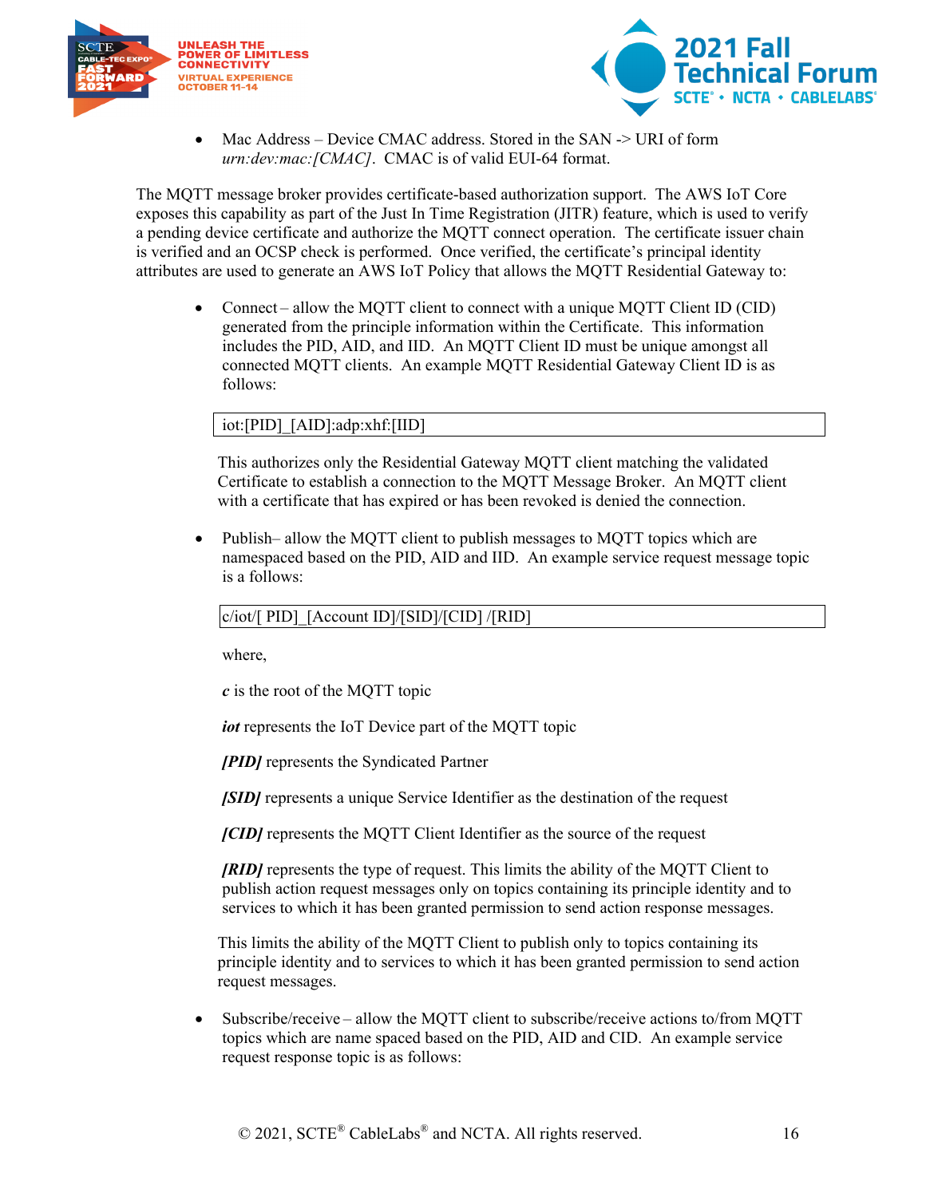- Mac Address – Device CMAC address. Stored in the SAN -> URI of form *urn:dev:mac:[CMAC]*. CMAC is of valid EUI-64 format.

The MQTT message broker provides certificate-based authorization support. The AWS IoT Core exposes this capability as part of the Just In Time Registration (JITR) feature, which is used to verify a pending device certificate and authorize the MQTT connect operation. The certificate issuer chain is verified and an OCSP check is performed. Once verified, the certificate's principal identity attributes are used to generate an AWS IoT Policy that allows the MQTT Residential Gateway to:

- Connect – allow the MQTT client to connect with a unique MQTT Client ID (CID) generated from the principle information within the Certificate. This information includes the PID, AID, and IID. An MQTT Client ID must be unique amongst all connected MQTT clients. An example MQTT Residential Gateway Client ID is as follows:

  ```
  iot:[PID]_[AID]:adp:xhf:[IID]
  ```

  This authorizes only the Residential Gateway MQTT client matching the validated Certificate to establish a connection to the MQTT Message Broker. An MQTT client with a certificate that has expired or has been revoked is denied the connection.

- Publish– allow the MQTT client to publish messages to MQTT topics which are namespaced based on the PID, AID and IID. An example service request message topic is a follows:

  ```
  c/iot/[ PID]_[Account ID]/[SID]/[CID] /[RID]
  ```

  where,

  ***c*** is the root of the MQTT topic

  ***iot*** represents the IoT Device part of the MQTT topic

  ***[PID]*** represents the Syndicated Partner

  ***[SID]*** represents a unique Service Identifier as the destination of the request

  ***[CID]*** represents the MQTT Client Identifier as the source of the request

  ***[RID]*** represents the type of request. This limits the ability of the MQTT Client to publish action request messages only on topics containing its principle identity and to services to which it has been granted permission to send action response messages.

  This limits the ability of the MQTT Client to publish only to topics containing its principle identity and to services to which it has been granted permission to send action request messages.

- Subscribe/receive – allow the MQTT client to subscribe/receive actions to/from MQTT topics which are name spaced based on the PID, AID and CID. An example service request response topic is as follows: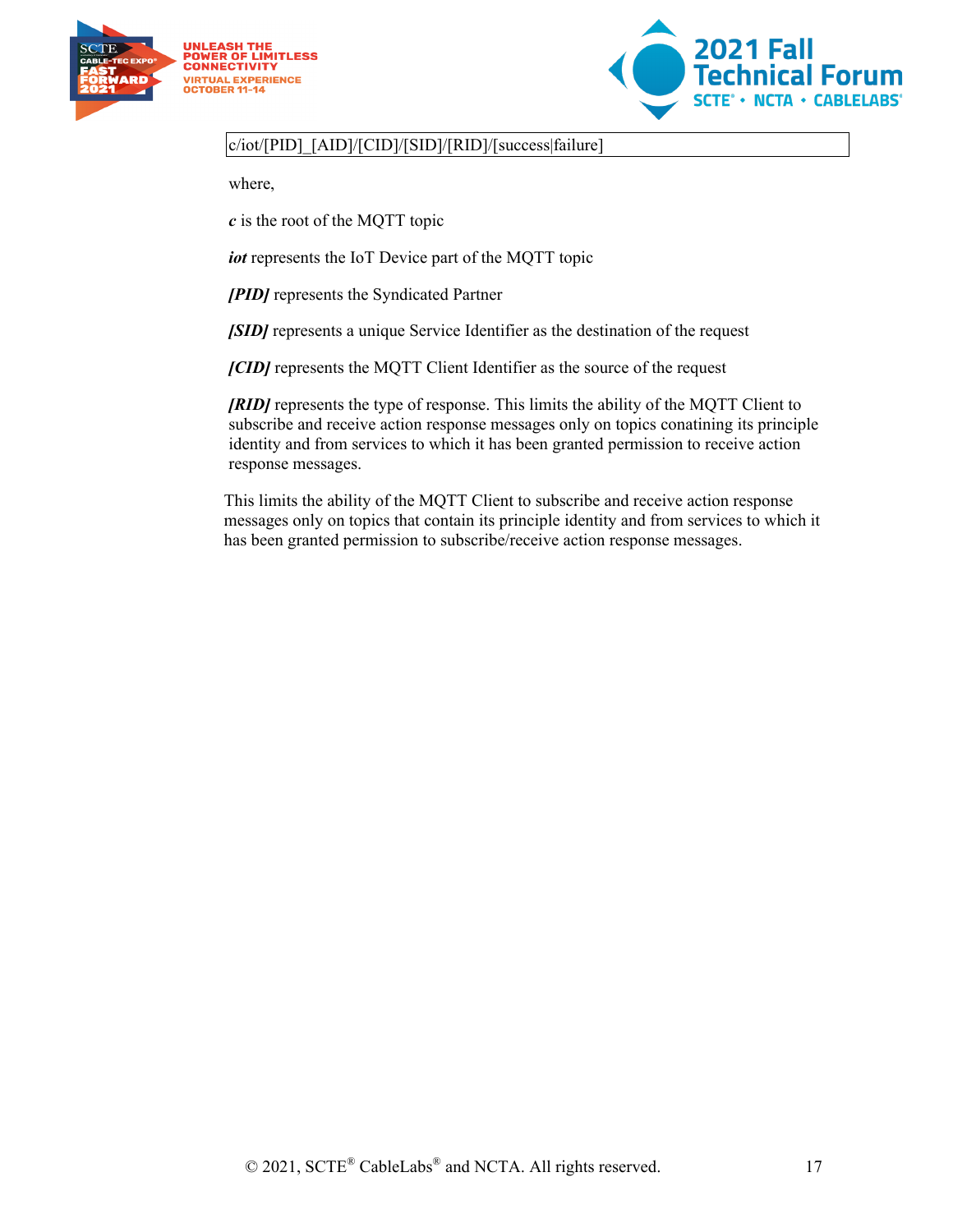```
c/iot/[PID]_[AID]/[CID]/[SID]/[RID]/[success|failure]
```

where,

***c*** is the root of the MQTT topic

***iot*** represents the IoT Device part of the MQTT topic

***[PID]*** represents the Syndicated Partner

***[SID]*** represents a unique Service Identifier as the destination of the request

***[CID]*** represents the MQTT Client Identifier as the source of the request

***[RID]*** represents the type of response. This limits the ability of the MQTT Client to subscribe and receive action response messages only on topics conataining its principle identity and from services to which it has been granted permission to receive action response messages.

This limits the ability of the MQTT Client to subscribe and receive action response messages only on topics that contain its principle identity and from services to which it has been granted permission to subscribe/receive action response messages.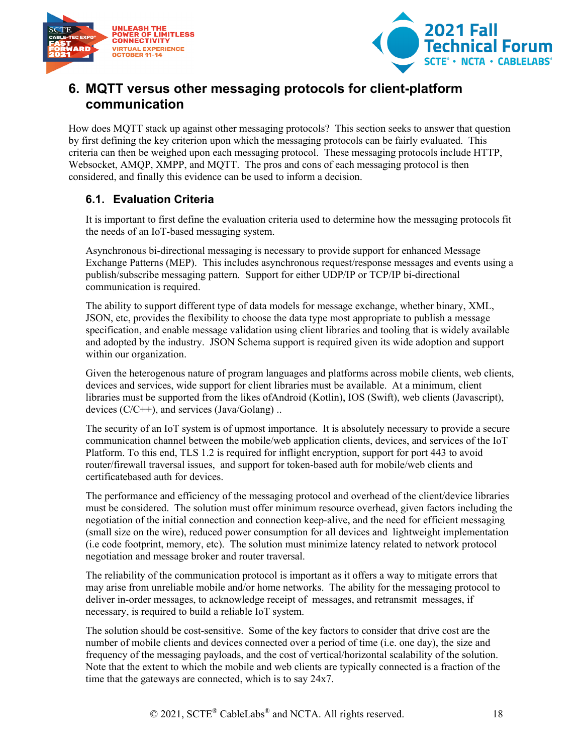# 6. MQTT versus other messaging protocols for client-platform communication

How does MQTT stack up against other messaging protocols? This section seeks to answer that question by first defining the key criterion upon which the messaging protocols can be fairly evaluated. This criteria can then be weighed upon each messaging protocol. These messaging protocols include HTTP, Websocket, AMQP, XMPP, and MQTT. The pros and cons of each messaging protocol is then considered, and finally this evidence can be used to inform a decision.

## 6.1. Evaluation Criteria

It is important to first define the evaluation criteria used to determine how the messaging protocols fit the needs of an IoT-based messaging system.

Asynchronous bi-directional messaging is necessary to provide support for enhanced Message Exchange Patterns (MEP). This includes asynchronous request/response messages and events using a publish/subscribe messaging pattern. Support for either UDP/IP or TCP/IP bi-directional communication is required.

The ability to support different type of data models for message exchange, whether binary, XML, JSON, etc, provides the flexibility to choose the data type most appropriate to publish a message specification, and enable message validation using client libraries and tooling that is widely available and adopted by the industry. JSON Schema support is required given its wide adoption and support within our organization.

Given the heterogenous nature of program languages and platforms across mobile clients, web clients, devices and services, wide support for client libraries must be available. At a minimum, client libraries must be supported from the likes ofAndroid (Kotlin), IOS (Swift), web clients (Javascript), devices (C/C++), and services (Java/Golang) ..

The security of an IoT system is of upmost importance. It is absolutely necessary to provide a secure communication channel between the mobile/web application clients, devices, and services of the IoT Platform. To this end, TLS 1.2 is required for inflight encryption, support for port 443 to avoid router/firewall traversal issues, and support for token-based auth for mobile/web clients and certificatebased auth for devices.

The performance and efficiency of the messaging protocol and overhead of the client/device libraries must be considered. The solution must offer minimum resource overhead, given factors including the negotiation of the initial connection and connection keep-alive, and the need for efficient messaging (small size on the wire), reduced power consumption for all devices and lightweight implementation (i.e code footprint, memory, etc). The solution must minimize latency related to network protocol negotiation and message broker and router traversal.

The reliability of the communication protocol is important as it offers a way to mitigate errors that may arise from unreliable mobile and/or home networks. The ability for the messaging protocol to deliver in-order messages, to acknowledge receipt of messages, and retransmit messages, if necessary, is required to build a reliable IoT system.

The solution should be cost-sensitive. Some of the key factors to consider that drive cost are the number of mobile clients and devices connected over a period of time (i.e. one day), the size and frequency of the messaging payloads, and the cost of vertical/horizontal scalability of the solution. Note that the extent to which the mobile and web clients are typically connected is a fraction of the time that the gateways are connected, which is to say 24x7.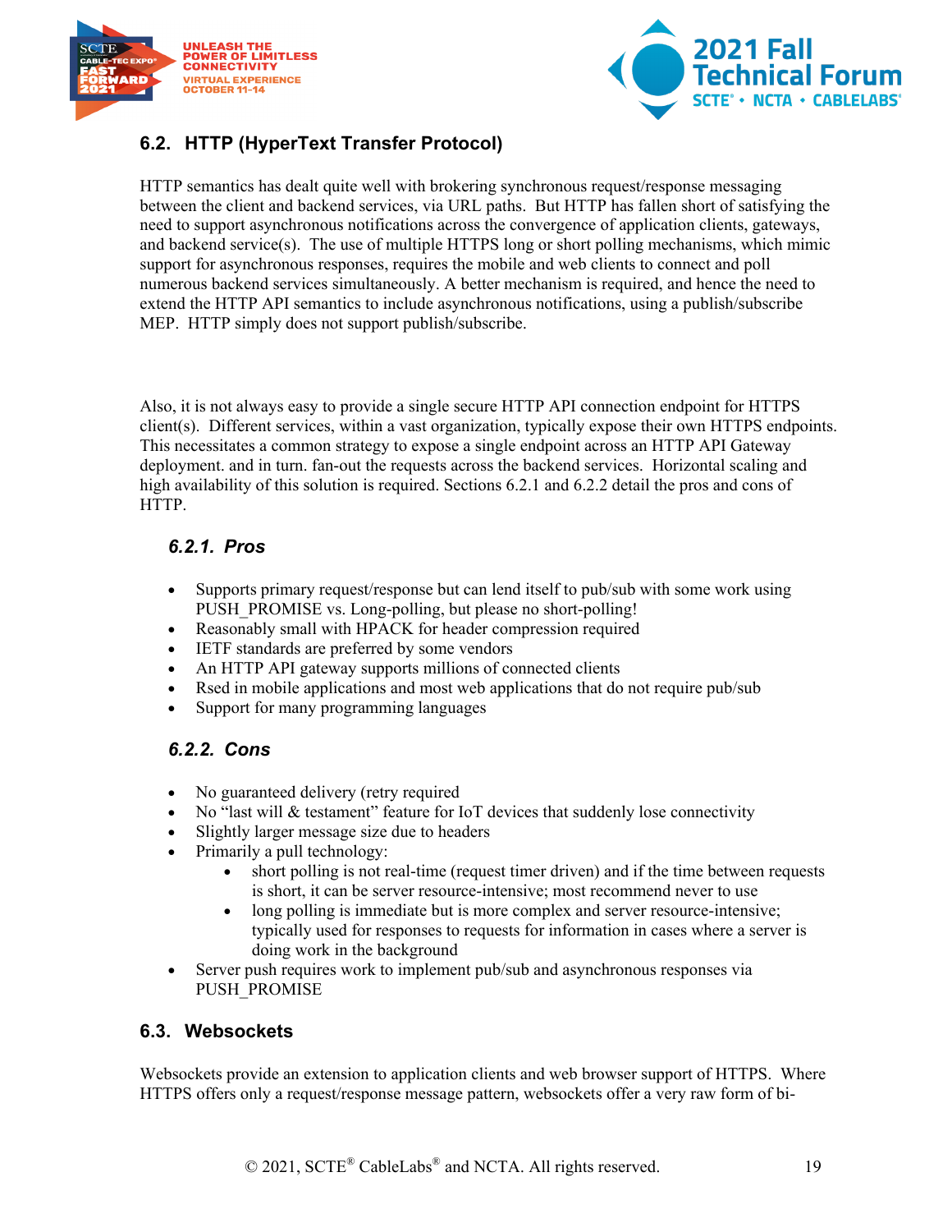## 6.2. HTTP (HyperText Transfer Protocol)

HTTP semantics has dealt quite well with brokering synchronous request/response messaging between the client and backend services, via URL paths. But HTTP has fallen short of satisfying the need to support asynchronous notifications across the convergence of application clients, gateways, and backend service(s). The use of multiple HTTPS long or short polling mechanisms, which mimic support for asynchronous responses, requires the mobile and web clients to connect and poll numerous backend services simultaneously. A better mechanism is required, and hence the need to extend the HTTP API semantics to include asynchronous notifications, using a publish/subscribe MEP. HTTP simply does not support publish/subscribe.

Also, it is not always easy to provide a single secure HTTP API connection endpoint for HTTPS client(s). Different services, within a vast organization, typically expose their own HTTPS endpoints. This necessitates a common strategy to expose a single endpoint across an HTTP API Gateway deployment. and in turn. fan-out the requests across the backend services. Horizontal scaling and high availability of this solution is required. Sections 6.2.1 and 6.2.2 detail the pros and cons of HTTP.

### *6.2.1. Pros*

- Supports primary request/response but can lend itself to pub/sub with some work using PUSH_PROMISE vs. Long-polling, but please no short-polling!
- Reasonably small with HPACK for header compression required
- IETF standards are preferred by some vendors
- An HTTP API gateway supports millions of connected clients
- Rsed in mobile applications and most web applications that do not require pub/sub
- Support for many programming languages

### *6.2.2. Cons*

- No guaranteed delivery (retry required
- No “last will & testament” feature for IoT devices that suddenly lose connectivity
- Slightly larger message size due to headers
- Primarily a pull technology:
    - short polling is not real-time (request timer driven) and if the time between requests is short, it can be server resource-intensive; most recommend never to use
    - long polling is immediate but is more complex and server resource-intensive; typically used for responses to requests for information in cases where a server is doing work in the background
- Server push requires work to implement pub/sub and asynchronous responses via PUSH_PROMISE

## 6.3. Websockets

Websockets provide an extension to application clients and web browser support of HTTPS. Where HTTPS offers only a request/response message pattern, websockets offer a very raw form of bi-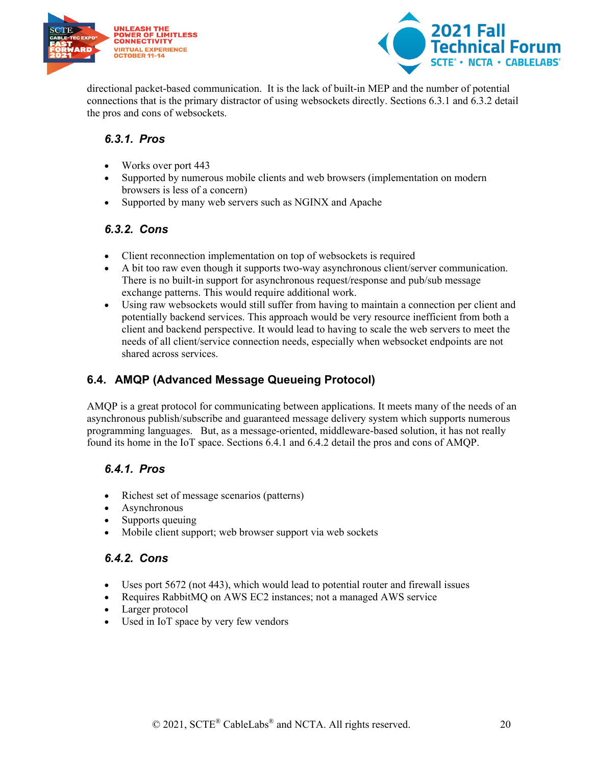directional packet-based communication. It is the lack of built-in MEP and the number of potential connections that is the primary distractor of using websockets directly. Sections 6.3.1 and 6.3.2 detail the pros and cons of websockets.

### *6.3.1. Pros*

- Works over port 443
- Supported by numerous mobile clients and web browsers (implementation on modern browsers is less of a concern)
- Supported by many web servers such as NGINX and Apache

### *6.3.2. Cons*

- Client reconnection implementation on top of websockets is required
- A bit too raw even though it supports two-way asynchronous client/server communication. There is no built-in support for asynchronous request/response and pub/sub message exchange patterns. This would require additional work.
- Using raw websockets would still suffer from having to maintain a connection per client and potentially backend services. This approach would be very resource inefficient from both a client and backend perspective. It would lead to having to scale the web servers to meet the needs of all client/service connection needs, especially when websocket endpoints are not shared across services.

## 6.4. AMQP (Advanced Message Queueing Protocol)

AMQP is a great protocol for communicating between applications. It meets many of the needs of an asynchronous publish/subscribe and guaranteed message delivery system which supports numerous programming languages. But, as a message-oriented, middleware-based solution, it has not really found its home in the IoT space. Sections 6.4.1 and 6.4.2 detail the pros and cons of AMQP.

### *6.4.1. Pros*

- Richest set of message scenarios (patterns)
- Asynchronous
- Supports queuing
- Mobile client support; web browser support via web sockets

### *6.4.2. Cons*

- Uses port 5672 (not 443), which would lead to potential router and firewall issues
- Requires RabbitMQ on AWS EC2 instances; not a managed AWS service
- Larger protocol
- Used in IoT space by very few vendors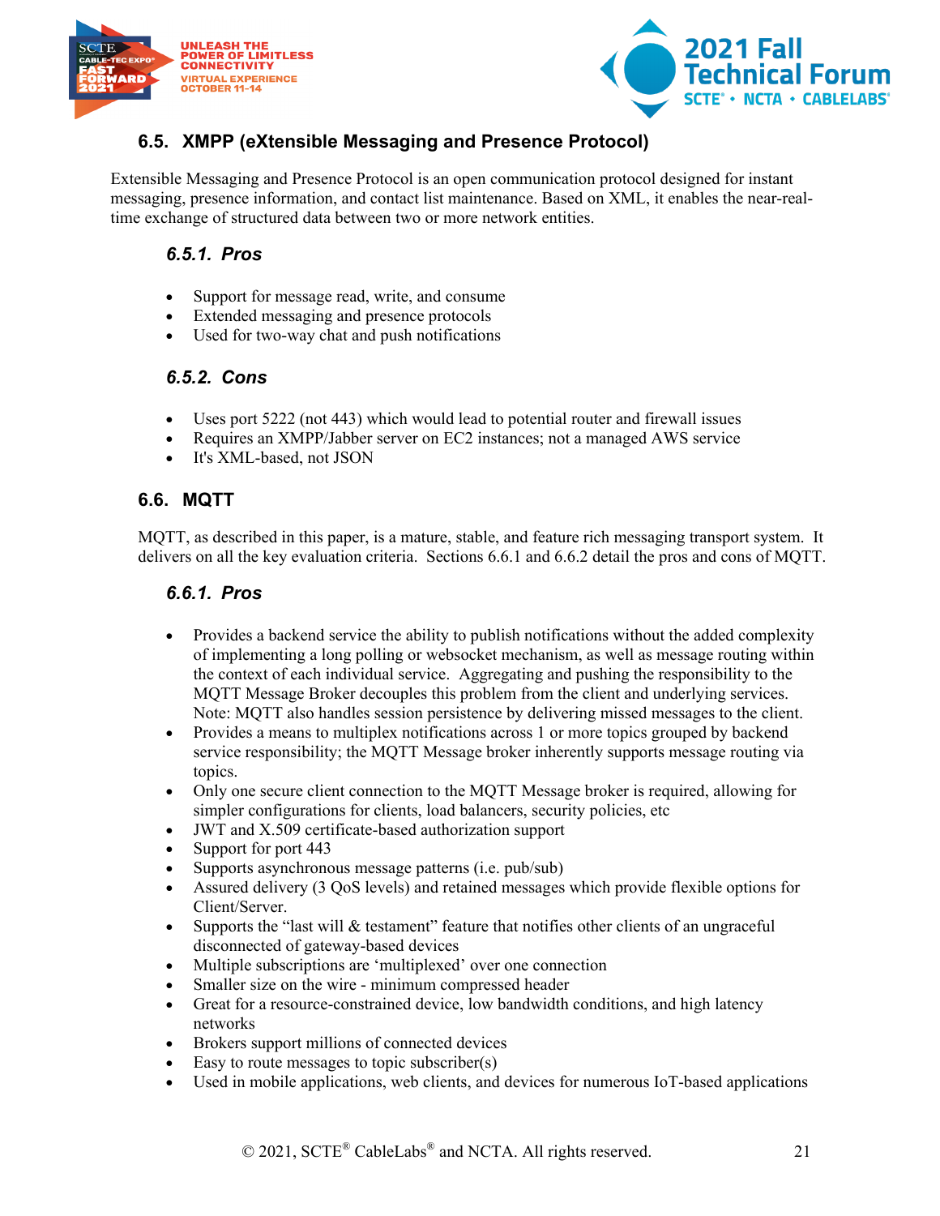## 6.5. XMPP (eXtensible Messaging and Presence Protocol)

Extensible Messaging and Presence Protocol is an open communication protocol designed for instant messaging, presence information, and contact list maintenance. Based on XML, it enables the near-real-time exchange of structured data between two or more network entities.

### 6.5.1. Pros

- Support for message read, write, and consume
- Extended messaging and presence protocols
- Used for two-way chat and push notifications

### 6.5.2. Cons

- Uses port 5222 (not 443) which would lead to potential router and firewall issues
- Requires an XMPP/Jabber server on EC2 instances; not a managed AWS service
- It's XML-based, not JSON

## 6.6. MQTT

MQTT, as described in this paper, is a mature, stable, and feature rich messaging transport system. It delivers on all the key evaluation criteria. Sections 6.6.1 and 6.6.2 detail the pros and cons of MQTT.

### 6.6.1. Pros

- Provides a backend service the ability to publish notifications without the added complexity of implementing a long polling or websocket mechanism, as well as message routing within the context of each individual service. Aggregating and pushing the responsibility to the MQTT Message Broker decouples this problem from the client and underlying services. Note: MQTT also handles session persistence by delivering missed messages to the client.
- Provides a means to multiplex notifications across 1 or more topics grouped by backend service responsibility; the MQTT Message broker inherently supports message routing via topics.
- Only one secure client connection to the MQTT Message broker is required, allowing for simpler configurations for clients, load balancers, security policies, etc
- JWT and X.509 certificate-based authorization support
- Support for port 443
- Supports asynchronous message patterns (i.e. pub/sub)
- Assured delivery (3 QoS levels) and retained messages which provide flexible options for Client/Server.
- Supports the "last will & testament" feature that notifies other clients of an ungraceful disconnected of gateway-based devices
- Multiple subscriptions are 'multiplexed' over one connection
- Smaller size on the wire - minimum compressed header
- Great for a resource-constrained device, low bandwidth conditions, and high latency networks
- Brokers support millions of connected devices
- Easy to route messages to topic subscriber(s)
- Used in mobile applications, web clients, and devices for numerous IoT-based applications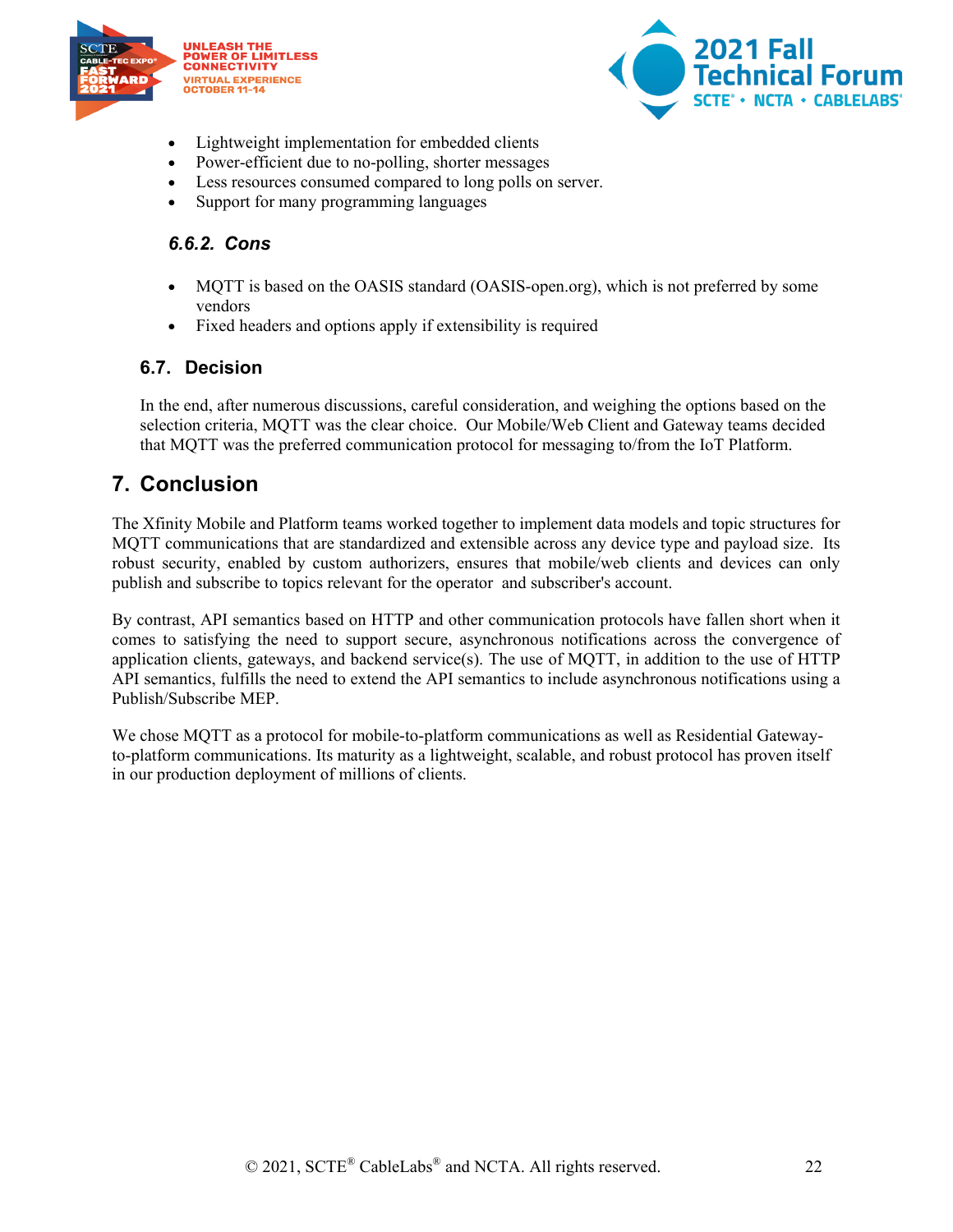- Lightweight implementation for embedded clients
- Power-efficient due to no-polling, shorter messages
- Less resources consumed compared to long polls on server.
- Support for many programming languages

#### 6.6.2. Cons

- MQTT is based on the OASIS standard (OASIS-open.org), which is not preferred by some vendors
- Fixed headers and options apply if extensibility is required

### 6.7. Decision

In the end, after numerous discussions, careful consideration, and weighing the options based on the selection criteria, MQTT was the clear choice. Our Mobile/Web Client and Gateway teams decided that MQTT was the preferred communication protocol for messaging to/from the IoT Platform.

## 7. Conclusion

The Xfinity Mobile and Platform teams worked together to implement data models and topic structures for MQTT communications that are standardized and extensible across any device type and payload size. Its robust security, enabled by custom authorizers, ensures that mobile/web clients and devices can only publish and subscribe to topics relevant for the operator and subscriber's account.

By contrast, API semantics based on HTTP and other communication protocols have fallen short when it comes to satisfying the need to support secure, asynchronous notifications across the convergence of application clients, gateways, and backend service(s). The use of MQTT, in addition to the use of HTTP API semantics, fulfills the need to extend the API semantics to include asynchronous notifications using a Publish/Subscribe MEP.

We chose MQTT as a protocol for mobile-to-platform communications as well as Residential Gateway-to-platform communications. Its maturity as a lightweight, scalable, and robust protocol has proven itself in our production deployment of millions of clients.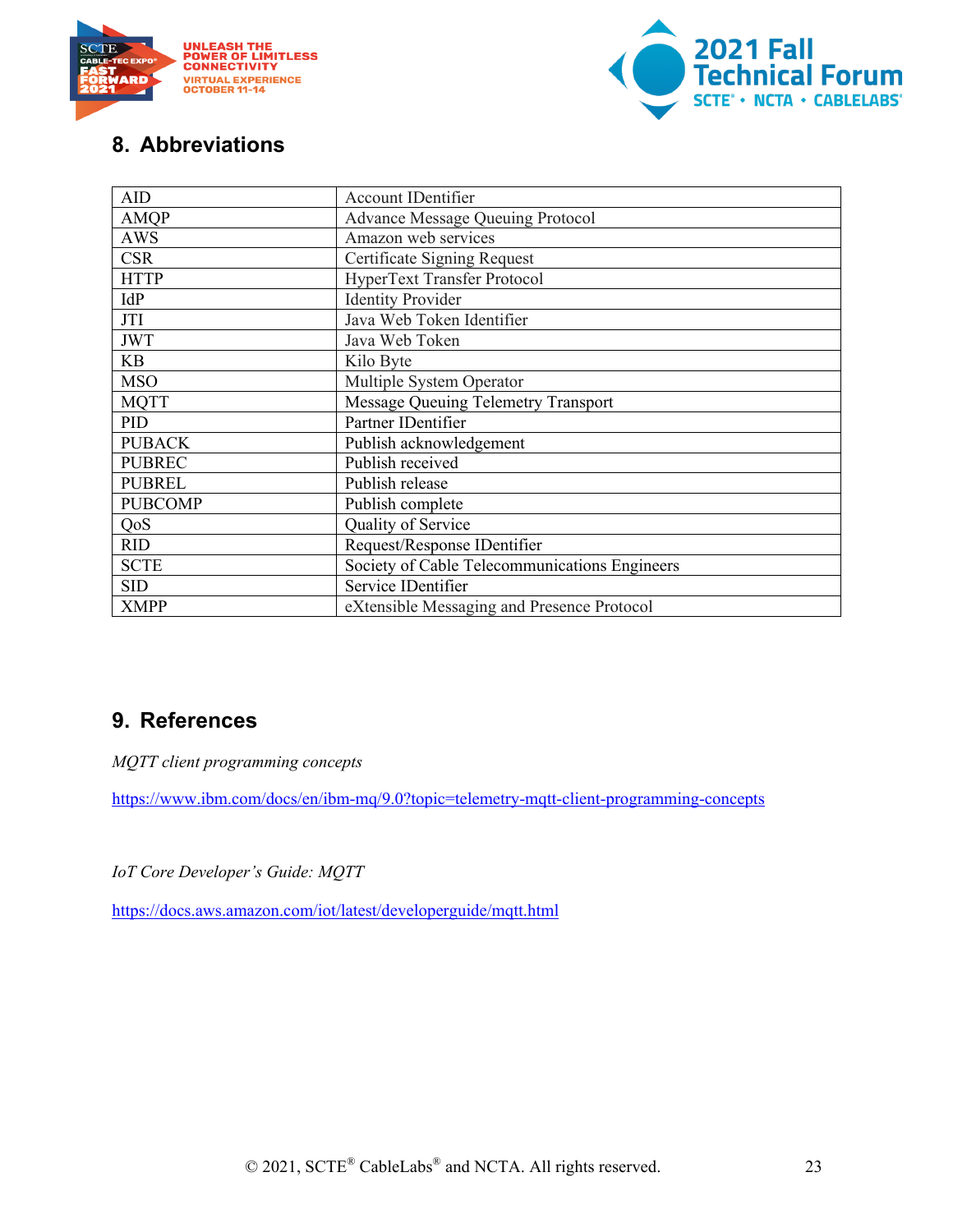## 8. Abbreviations

| | |
|---|---|
| AID | Account IDentifier |
| AMQP | Advance Message Queuing Protocol |
| AWS | Amazon web services |
| CSR | Certificate Signing Request |
| HTTP | HyperText Transfer Protocol |
| IdP | Identity Provider |
| JTI | Java Web Token Identifier |
| JWT | Java Web Token |
| KB | Kilo Byte |
| MSO | Multiple System Operator |
| MQTT | Message Queuing Telemetry Transport |
| PID | Partner IDentifier |
| PUBACK | Publish acknowledgement |
| PUBREC | Publish received |
| PUBREL | Publish release |
| PUBCOMP | Publish complete |
| QoS | Quality of Service |
| RID | Request/Response IDentifier |
| SCTE | Society of Cable Telecommunications Engineers |
| SID | Service IDentifier |
| XMPP | eXtensible Messaging and Presence Protocol |

## 9. References

*MQTT client programming concepts*

https://www.ibm.com/docs/en/ibm-mq/9.0?topic=telemetry-mqtt-client-programming-concepts

*IoT Core Developer's Guide: MQTT*

https://docs.aws.amazon.com/iot/latest/developerguide/mqtt.html